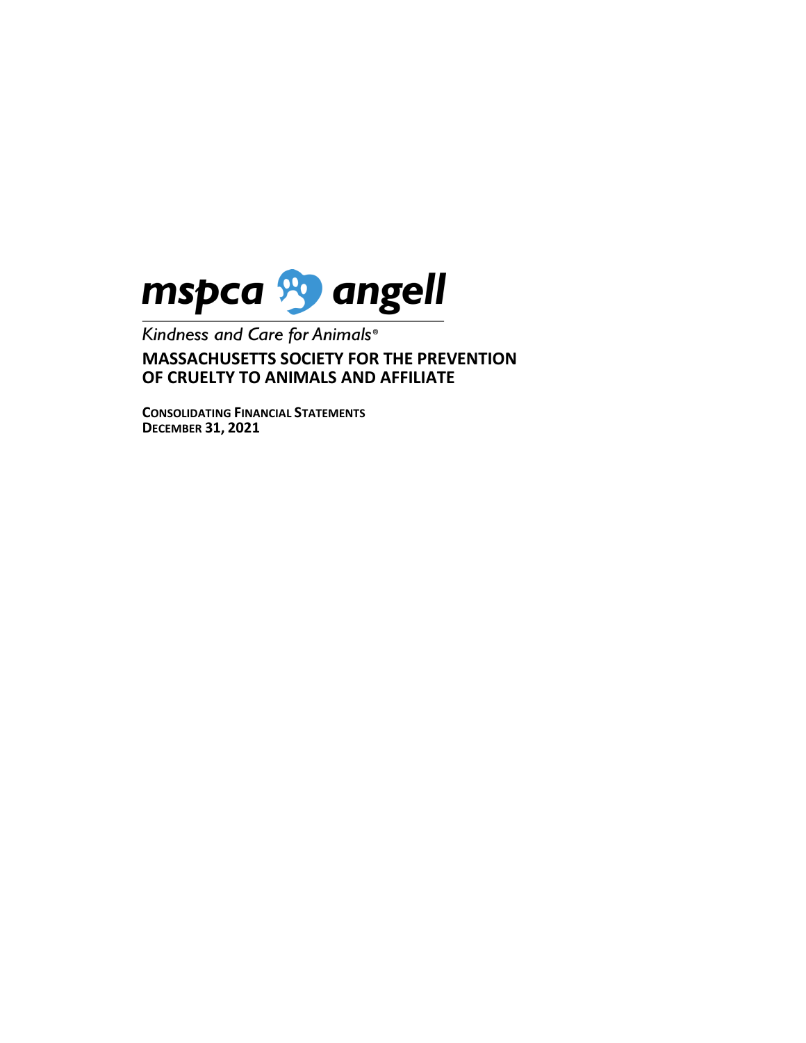mspca angell

*Kindness and Care for Animals®*

# MASSACHUSETTS SOCIETY FOR THE PREVENTION OF CRUELTY TO ANIMALS AND AFFILIATE

**CONSOLIDATING FINANCIAL STATEMENTS**
**DECEMBER 31, 2021**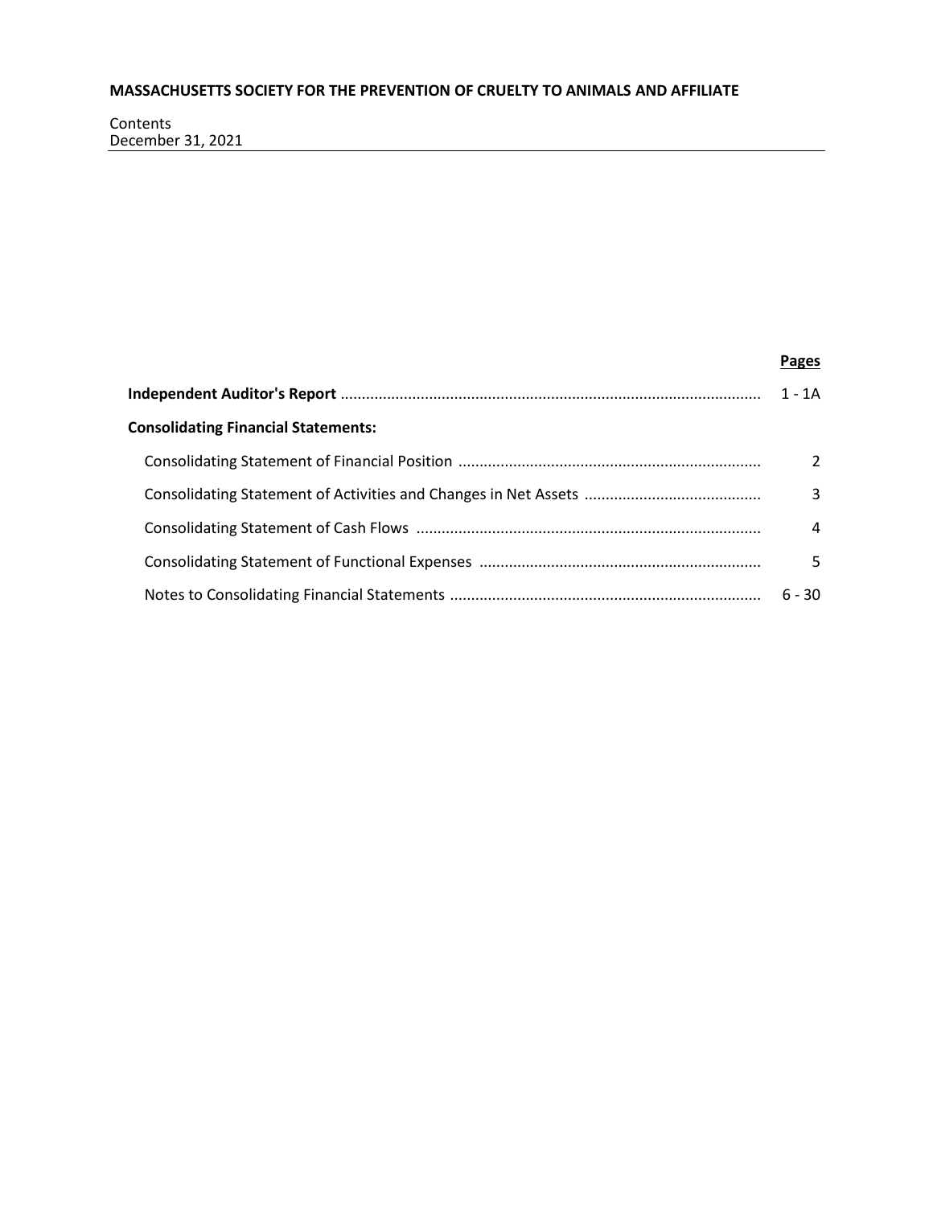**MASSACHUSETTS SOCIETY FOR THE PREVENTION OF CRUELTY TO ANIMALS AND AFFILIATE**

Contents
December 31, 2021

| | **Pages** |
|---|---|
| **Independent Auditor's Report** | 1 - 1A |
| **Consolidating Financial Statements:** | |
| Consolidating Statement of Financial Position | 2 |
| Consolidating Statement of Activities and Changes in Net Assets | 3 |
| Consolidating Statement of Cash Flows | 4 |
| Consolidating Statement of Functional Expenses | 5 |
| Notes to Consolidating Financial Statements | 6 - 30 |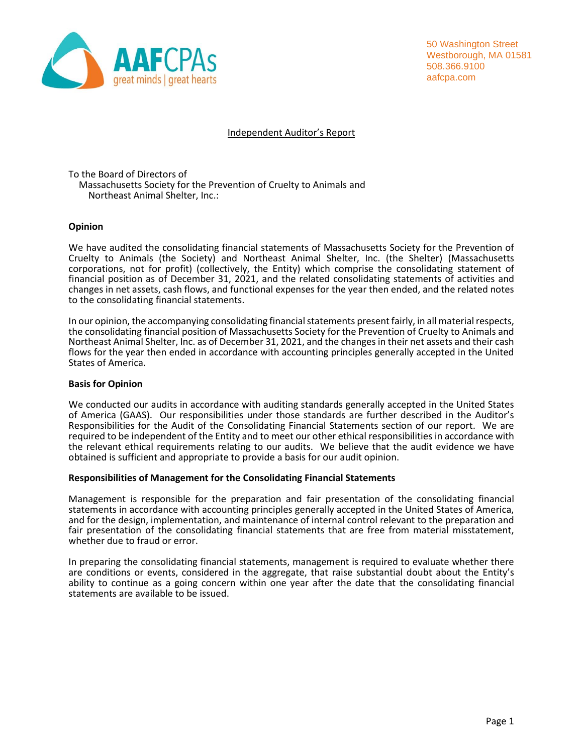AAFCPAs
great minds | great hearts

50 Washington Street
Westborough, MA 01581
508.366.9100
aafcpa.com

# Independent Auditor's Report

To the Board of Directors of
Massachusetts Society for the Prevention of Cruelty to Animals and
Northeast Animal Shelter, Inc.:

## Opinion

We have audited the consolidating financial statements of Massachusetts Society for the Prevention of Cruelty to Animals (the Society) and Northeast Animal Shelter, Inc. (the Shelter) (Massachusetts corporations, not for profit) (collectively, the Entity) which comprise the consolidating statement of financial position as of December 31, 2021, and the related consolidating statements of activities and changes in net assets, cash flows, and functional expenses for the year then ended, and the related notes to the consolidating financial statements.

In our opinion, the accompanying consolidating financial statements present fairly, in all material respects, the consolidating financial position of Massachusetts Society for the Prevention of Cruelty to Animals and Northeast Animal Shelter, Inc. as of December 31, 2021, and the changes in their net assets and their cash flows for the year then ended in accordance with accounting principles generally accepted in the United States of America.

## Basis for Opinion

We conducted our audits in accordance with auditing standards generally accepted in the United States of America (GAAS). Our responsibilities under those standards are further described in the Auditor's Responsibilities for the Audit of the Consolidating Financial Statements section of our report. We are required to be independent of the Entity and to meet our other ethical responsibilities in accordance with the relevant ethical requirements relating to our audits. We believe that the audit evidence we have obtained is sufficient and appropriate to provide a basis for our audit opinion.

## Responsibilities of Management for the Consolidating Financial Statements

Management is responsible for the preparation and fair presentation of the consolidating financial statements in accordance with accounting principles generally accepted in the United States of America, and for the design, implementation, and maintenance of internal control relevant to the preparation and fair presentation of the consolidating financial statements that are free from material misstatement, whether due to fraud or error.

In preparing the consolidating financial statements, management is required to evaluate whether there are conditions or events, considered in the aggregate, that raise substantial doubt about the Entity's ability to continue as a going concern within one year after the date that the consolidating financial statements are available to be issued.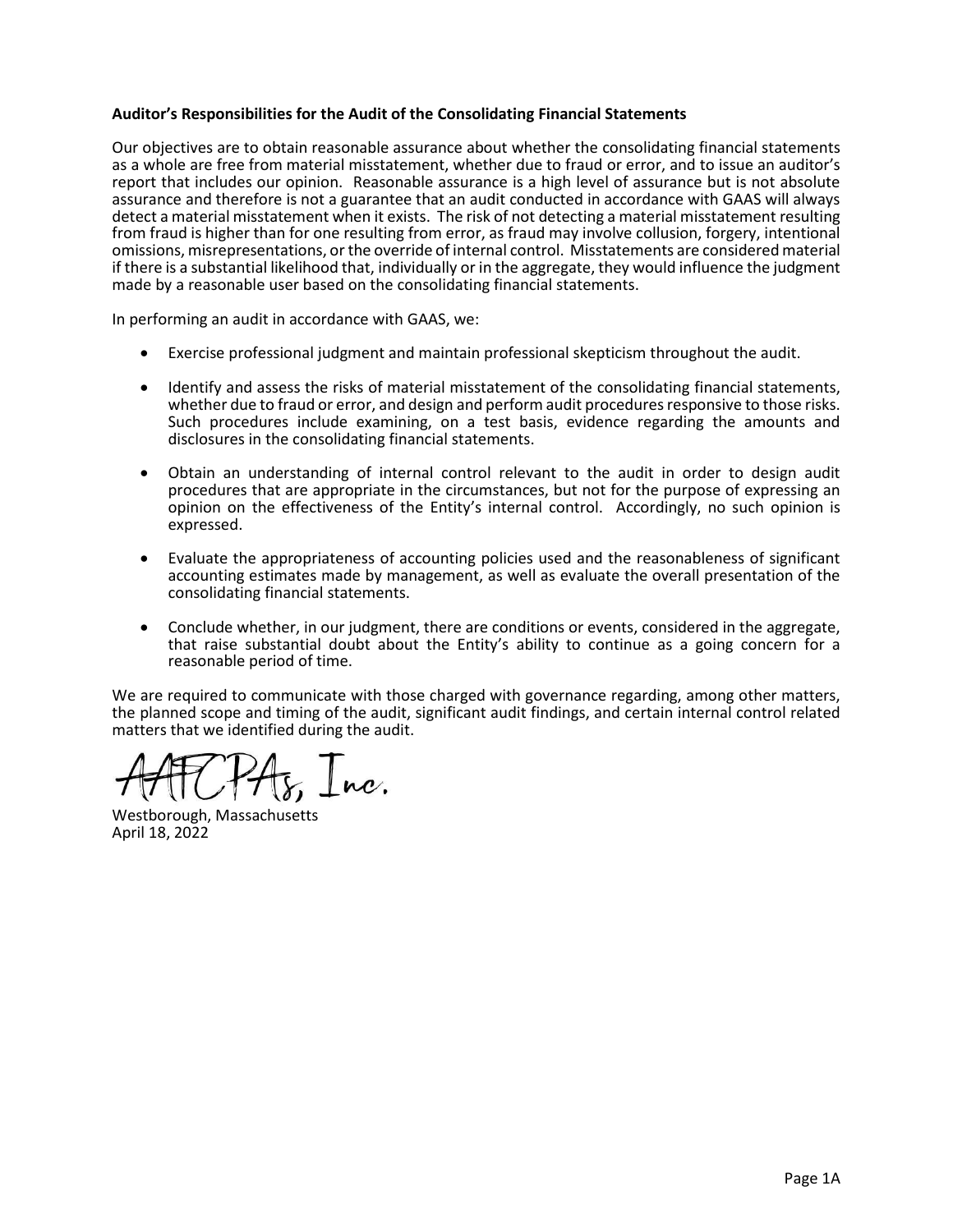**Auditor's Responsibilities for the Audit of the Consolidating Financial Statements**

Our objectives are to obtain reasonable assurance about whether the consolidating financial statements as a whole are free from material misstatement, whether due to fraud or error, and to issue an auditor's report that includes our opinion. Reasonable assurance is a high level of assurance but is not absolute assurance and therefore is not a guarantee that an audit conducted in accordance with GAAS will always detect a material misstatement when it exists. The risk of not detecting a material misstatement resulting from fraud is higher than for one resulting from error, as fraud may involve collusion, forgery, intentional omissions, misrepresentations, or the override of internal control. Misstatements are considered material if there is a substantial likelihood that, individually or in the aggregate, they would influence the judgment made by a reasonable user based on the consolidating financial statements.

In performing an audit in accordance with GAAS, we:

- Exercise professional judgment and maintain professional skepticism throughout the audit.
- Identify and assess the risks of material misstatement of the consolidating financial statements, whether due to fraud or error, and design and perform audit procedures responsive to those risks. Such procedures include examining, on a test basis, evidence regarding the amounts and disclosures in the consolidating financial statements.
- Obtain an understanding of internal control relevant to the audit in order to design audit procedures that are appropriate in the circumstances, but not for the purpose of expressing an opinion on the effectiveness of the Entity's internal control. Accordingly, no such opinion is expressed.
- Evaluate the appropriateness of accounting policies used and the reasonableness of significant accounting estimates made by management, as well as evaluate the overall presentation of the consolidating financial statements.
- Conclude whether, in our judgment, there are conditions or events, considered in the aggregate, that raise substantial doubt about the Entity's ability to continue as a going concern for a reasonable period of time.

We are required to communicate with those charged with governance regarding, among other matters, the planned scope and timing of the audit, significant audit findings, and certain internal control related matters that we identified during the audit.

AAFCPAs, Inc.

Westborough, Massachusetts
April 18, 2022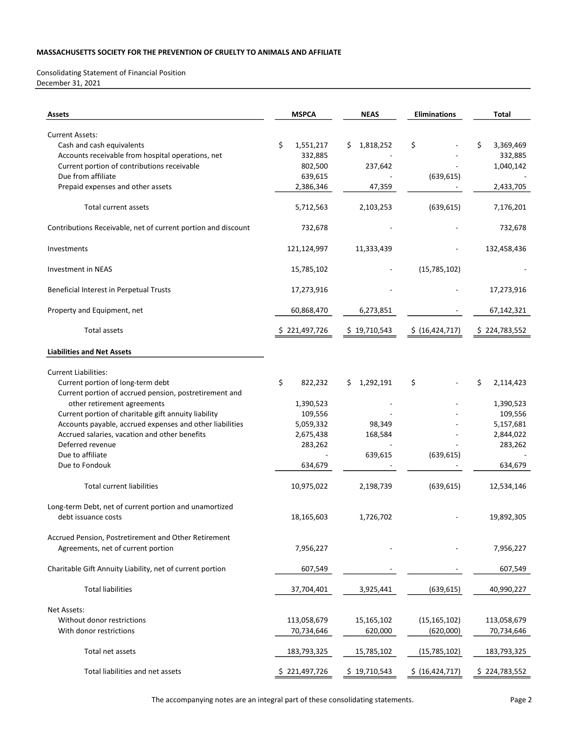**MASSACHUSETTS SOCIETY FOR THE PREVENTION OF CRUELTY TO ANIMALS AND AFFILIATE**

Consolidating Statement of Financial Position
December 31, 2021

| **Assets** | **MSPCA** | **NEAS** | **Eliminations** | **Total** |
|---|---|---|---|---|
| Current Assets: | | | | |
| Cash and cash equivalents | $ 1,551,217 | $ 1,818,252 | $ - | $ 3,369,469 |
| Accounts receivable from hospital operations, net | 332,885 | - | - | 332,885 |
| Current portion of contributions receivable | 802,500 | 237,642 | - | 1,040,142 |
| Due from affiliate | 639,615 | - | (639,615) | - |
| Prepaid expenses and other assets | 2,386,346 | 47,359 | - | 2,433,705 |
| Total current assets | 5,712,563 | 2,103,253 | (639,615) | 7,176,201 |
| Contributions Receivable, net of current portion and discount | 732,678 | - | - | 732,678 |
| Investments | 121,124,997 | 11,333,439 | - | 132,458,436 |
| Investment in NEAS | 15,785,102 | - | (15,785,102) | - |
| Beneficial Interest in Perpetual Trusts | 17,273,916 | - | - | 17,273,916 |
| Property and Equipment, net | 60,868,470 | 6,273,851 | - | 67,142,321 |
| Total assets | $ 221,497,726 | $ 19,710,543 | $ (16,424,717) | $ 224,783,552 |
| **Liabilities and Net Assets** | | | | |
| Current Liabilities: | | | | |
| Current portion of long-term debt | $ 822,232 | $ 1,292,191 | $ - | $ 2,114,423 |
| Current portion of accrued pension, postretirement and other retirement agreements | 1,390,523 | - | - | 1,390,523 |
| Current portion of charitable gift annuity liability | 109,556 | - | - | 109,556 |
| Accounts payable, accrued expenses and other liabilities | 5,059,332 | 98,349 | - | 5,157,681 |
| Accrued salaries, vacation and other benefits | 2,675,438 | 168,584 | - | 2,844,022 |
| Deferred revenue | 283,262 | - | - | 283,262 |
| Due to affiliate | - | 639,615 | (639,615) | - |
| Due to Fondouk | 634,679 | - | - | 634,679 |
| Total current liabilities | 10,975,022 | 2,198,739 | (639,615) | 12,534,146 |
| Long-term Debt, net of current portion and unamortized debt issuance costs | 18,165,603 | 1,726,702 | - | 19,892,305 |
| Accrued Pension, Postretirement and Other Retirement Agreements, net of current portion | 7,956,227 | - | - | 7,956,227 |
| Charitable Gift Annuity Liability, net of current portion | 607,549 | - | - | 607,549 |
| Total liabilities | 37,704,401 | 3,925,441 | (639,615) | 40,990,227 |
| Net Assets: | | | | |
| Without donor restrictions | 113,058,679 | 15,165,102 | (15,165,102) | 113,058,679 |
| With donor restrictions | 70,734,646 | 620,000 | (620,000) | 70,734,646 |
| Total net assets | 183,793,325 | 15,785,102 | (15,785,102) | 183,793,325 |
| Total liabilities and net assets | $ 221,497,726 | $ 19,710,543 | $ (16,424,717) | $ 224,783,552 |

The accompanying notes are an integral part of these consolidating statements.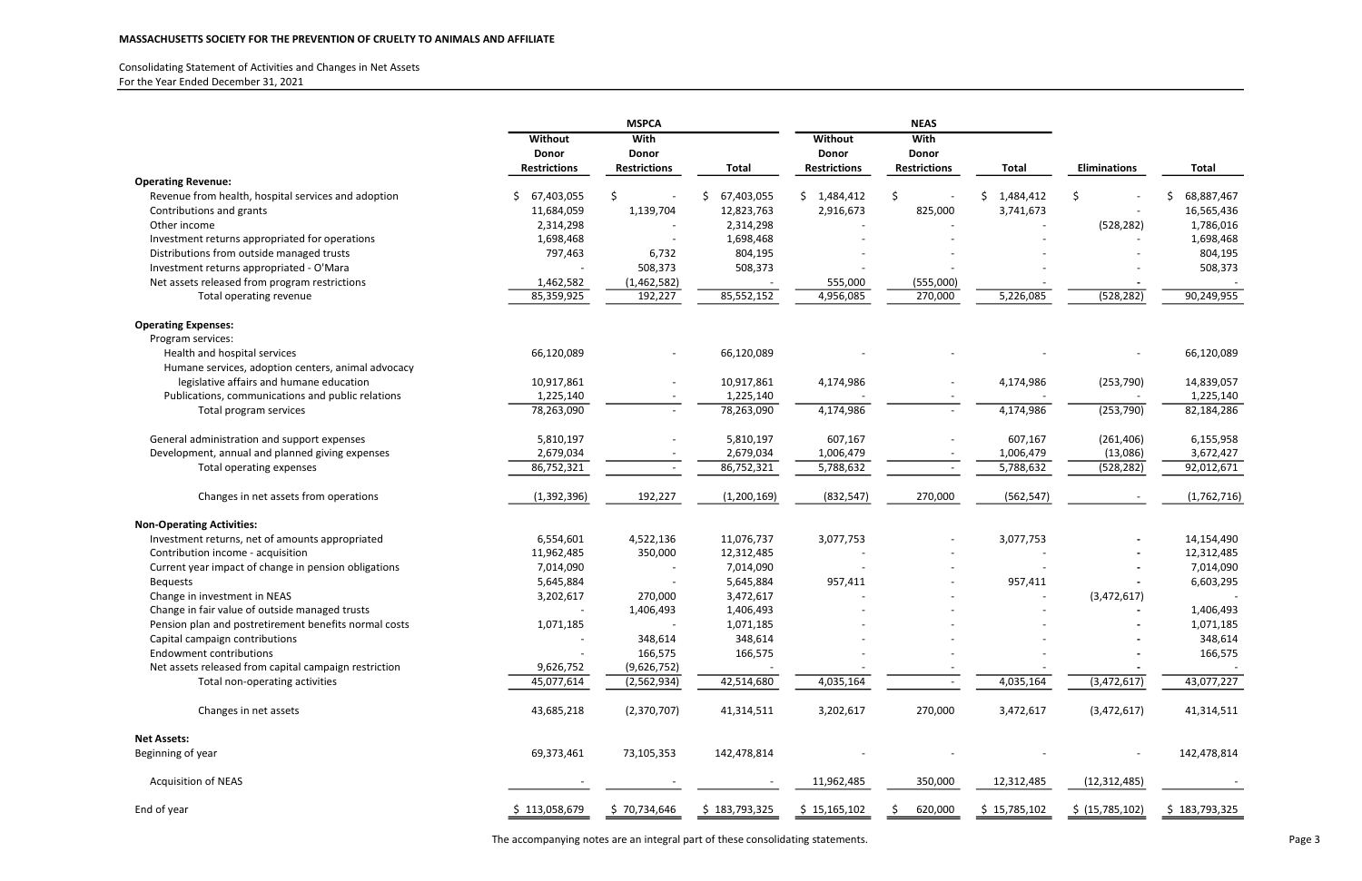**MASSACHUSETTS SOCIETY FOR THE PREVENTION OF CRUELTY TO ANIMALS AND AFFILIATE**

Consolidating Statement of Activities and Changes in Net Assets
For the Year Ended December 31, 2021

| | MSPCA | | | NEAS | | | | |
|---|---|---|---|---|---|---|---|---|
| | Without Donor Restrictions | With Donor Restrictions | Total | Without Donor Restrictions | With Donor Restrictions | Total | Eliminations | Total |
| **Operating Revenue:** | | | | | | | | |
| Revenue from health, hospital services and adoption | $ 67,403,055 | $ - | $ 67,403,055 | $ 1,484,412 | $ - | $ 1,484,412 | $ - | $ 68,887,467 |
| Contributions and grants | 11,684,059 | 1,139,704 | 12,823,763 | 2,916,673 | 825,000 | 3,741,673 | - | 16,565,436 |
| Other income | 2,314,298 | - | 2,314,298 | - | - | - | (528,282) | 1,786,016 |
| Investment returns appropriated for operations | 1,698,468 | - | 1,698,468 | - | - | - | - | 1,698,468 |
| Distributions from outside managed trusts | 797,463 | 6,732 | 804,195 | - | - | - | - | 804,195 |
| Investment returns appropriated - O'Mara | - | 508,373 | 508,373 | - | - | - | - | 508,373 |
| Net assets released from program restrictions | 1,462,582 | (1,462,582) | - | 555,000 | (555,000) | - | - | - |
| Total operating revenue | 85,359,925 | 192,227 | 85,552,152 | 4,956,085 | 270,000 | 5,226,085 | (528,282) | 90,249,955 |
| **Operating Expenses:** | | | | | | | | |
| Program services: | | | | | | | | |
| Health and hospital services | 66,120,089 | - | 66,120,089 | - | - | - | - | 66,120,089 |
| Humane services, adoption centers, animal advocacy legislative affairs and humane education | 10,917,861 | - | 10,917,861 | 4,174,986 | - | 4,174,986 | (253,790) | 14,839,057 |
| Publications, communications and public relations | 1,225,140 | - | 1,225,140 | - | - | - | - | 1,225,140 |
| Total program services | 78,263,090 | - | 78,263,090 | 4,174,986 | - | 4,174,986 | (253,790) | 82,184,286 |
| General administration and support expenses | 5,810,197 | - | 5,810,197 | 607,167 | - | 607,167 | (261,406) | 6,155,958 |
| Development, annual and planned giving expenses | 2,679,034 | - | 2,679,034 | 1,006,479 | - | 1,006,479 | (13,086) | 3,672,427 |
| Total operating expenses | 86,752,321 | - | 86,752,321 | 5,788,632 | - | 5,788,632 | (528,282) | 92,012,671 |
| Changes in net assets from operations | (1,392,396) | 192,227 | (1,200,169) | (832,547) | 270,000 | (562,547) | - | (1,762,716) |
| **Non-Operating Activities:** | | | | | | | | |
| Investment returns, net of amounts appropriated | 6,554,601 | 4,522,136 | 11,076,737 | 3,077,753 | - | 3,077,753 | - | 14,154,490 |
| Contribution income - acquisition | 11,962,485 | 350,000 | 12,312,485 | - | - | - | - | 12,312,485 |
| Current year impact of change in pension obligations | 7,014,090 | - | 7,014,090 | - | - | - | - | 7,014,090 |
| Bequests | 5,645,884 | - | 5,645,884 | 957,411 | - | 957,411 | - | 6,603,295 |
| Change in investment in NEAS | 3,202,617 | 270,000 | 3,472,617 | - | - | - | (3,472,617) | - |
| Change in fair value of outside managed trusts | - | 1,406,493 | 1,406,493 | - | - | - | - | 1,406,493 |
| Pension plan and postretirement benefits normal costs | 1,071,185 | - | 1,071,185 | - | - | - | - | 1,071,185 |
| Capital campaign contributions | - | 348,614 | 348,614 | - | - | - | - | 348,614 |
| Endowment contributions | - | 166,575 | 166,575 | - | - | - | - | 166,575 |
| Net assets released from capital campaign restriction | 9,626,752 | (9,626,752) | - | - | - | - | - | - |
| Total non-operating activities | 45,077,614 | (2,562,934) | 42,514,680 | 4,035,164 | - | 4,035,164 | (3,472,617) | 43,077,227 |
| Changes in net assets | 43,685,218 | (2,370,707) | 41,314,511 | 3,202,617 | 270,000 | 3,472,617 | (3,472,617) | 41,314,511 |
| **Net Assets:** | | | | | | | | |
| Beginning of year | 69,373,461 | 73,105,353 | 142,478,814 | - | - | - | - | 142,478,814 |
| Acquisition of NEAS | - | - | - | 11,962,485 | 350,000 | 12,312,485 | (12,312,485) | - |
| End of year | $ 113,058,679 | $ 70,734,646 | $ 183,793,325 | $ 15,165,102 | $ 620,000 | $ 15,785,102 | $ (15,785,102) | $ 183,793,325 |

The accompanying notes are an integral part of these consolidating statements.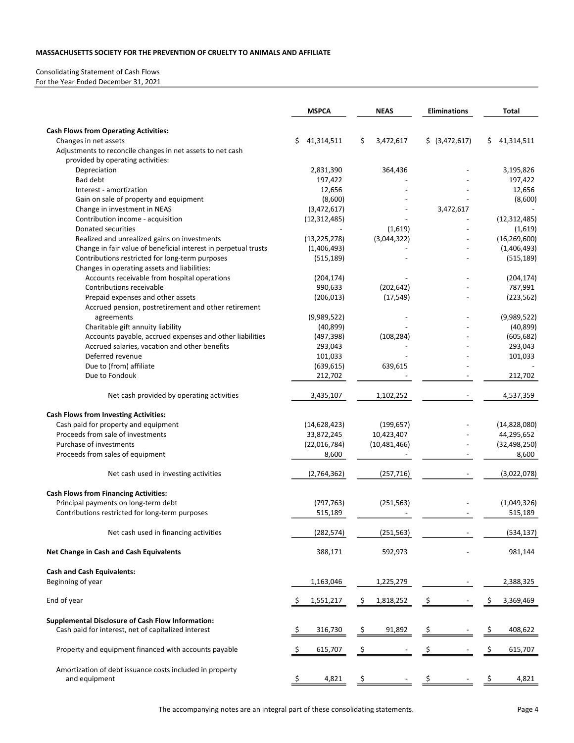**MASSACHUSETTS SOCIETY FOR THE PREVENTION OF CRUELTY TO ANIMALS AND AFFILIATE**

Consolidating Statement of Cash Flows
For the Year Ended December 31, 2021

| | MSPCA | NEAS | Eliminations | Total |
|---|---|---|---|---|
| **Cash Flows from Operating Activities:** | | | | |
| Changes in net assets | $ 41,314,511 | $ 3,472,617 | $ (3,472,617) | $ 41,314,511 |
| Adjustments to reconcile changes in net assets to net cash provided by operating activities: | | | | |
| Depreciation | 2,831,390 | 364,436 | - | 3,195,826 |
| Bad debt | 197,422 | - | - | 197,422 |
| Interest - amortization | 12,656 | - | - | 12,656 |
| Gain on sale of property and equipment | (8,600) | - | - | (8,600) |
| Change in investment in NEAS | (3,472,617) | - | 3,472,617 | - |
| Contribution income - acquisition | (12,312,485) | - | - | (12,312,485) |
| Donated securities | - | (1,619) | - | (1,619) |
| Realized and unrealized gains on investments | (13,225,278) | (3,044,322) | - | (16,269,600) |
| Change in fair value of beneficial interest in perpetual trusts | (1,406,493) | - | - | (1,406,493) |
| Contributions restricted for long-term purposes | (515,189) | - | - | (515,189) |
| Changes in operating assets and liabilities: | | | | |
| Accounts receivable from hospital operations | (204,174) | - | - | (204,174) |
| Contributions receivable | 990,633 | (202,642) | - | 787,991 |
| Prepaid expenses and other assets | (206,013) | (17,549) | - | (223,562) |
| Accrued pension, postretirement and other retirement agreements | (9,989,522) | - | - | (9,989,522) |
| Charitable gift annuity liability | (40,899) | - | - | (40,899) |
| Accounts payable, accrued expenses and other liabilities | (497,398) | (108,284) | - | (605,682) |
| Accrued salaries, vacation and other benefits | 293,043 | - | - | 293,043 |
| Deferred revenue | 101,033 | - | - | 101,033 |
| Due to (from) affiliate | (639,615) | 639,615 | - | - |
| Due to Fondouk | 212,702 | - | - | 212,702 |
| Net cash provided by operating activities | 3,435,107 | 1,102,252 | - | 4,537,359 |
| **Cash Flows from Investing Activities:** | | | | |
| Cash paid for property and equipment | (14,628,423) | (199,657) | - | (14,828,080) |
| Proceeds from sale of investments | 33,872,245 | 10,423,407 | - | 44,295,652 |
| Purchase of investments | (22,016,784) | (10,481,466) | - | (32,498,250) |
| Proceeds from sales of equipment | 8,600 | - | - | 8,600 |
| Net cash used in investing activities | (2,764,362) | (257,716) | - | (3,022,078) |
| **Cash Flows from Financing Activities:** | | | | |
| Principal payments on long-term debt | (797,763) | (251,563) | - | (1,049,326) |
| Contributions restricted for long-term purposes | 515,189 | - | - | 515,189 |
| Net cash used in financing activities | (282,574) | (251,563) | - | (534,137) |
| **Net Change in Cash and Cash Equivalents** | 388,171 | 592,973 | - | 981,144 |
| **Cash and Cash Equivalents:** | | | | |
| Beginning of year | 1,163,046 | 1,225,279 | - | 2,388,325 |
| End of year | $ 1,551,217 | $ 1,818,252 | $ - | $ 3,369,469 |
| **Supplemental Disclosure of Cash Flow Information:** | | | | |
| Cash paid for interest, net of capitalized interest | $ 316,730 | $ 91,892 | $ - | $ 408,622 |
| Property and equipment financed with accounts payable | $ 615,707 | $ - | $ - | $ 615,707 |
| Amortization of debt issuance costs included in property and equipment | $ 4,821 | $ - | $ - | $ 4,821 |

The accompanying notes are an integral part of these consolidating statements.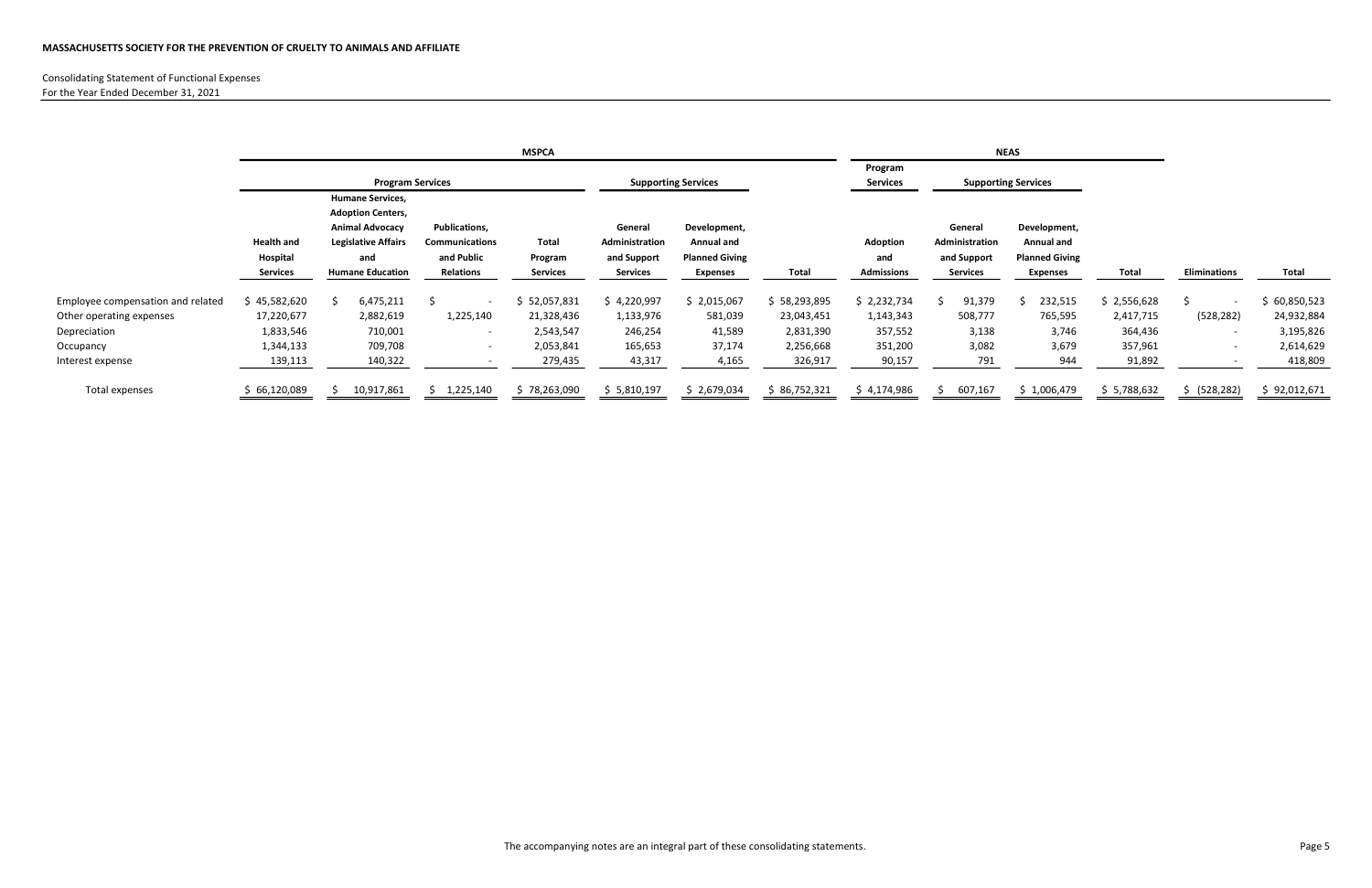**MASSACHUSETTS SOCIETY FOR THE PREVENTION OF CRUELTY TO ANIMALS AND AFFILIATE**

Consolidating Statement of Functional Expenses
For the Year Ended December 31, 2021

| | MSPCA | | | | | | | NEAS | | | | | |
|---|---|---|---|---|---|---|---|---|---|---|---|---|---|
| | Program Services | | | | Supporting Services | | | Program Services | Supporting Services | | | | |
| | Health and Hospital Services | Humane Services, Adoption Centers, Animal Advocacy Legislative Affairs and Humane Education | Publications, Communications and Public Relations | Total Program Services | General Administration and Support Services | Development, Annual and Planned Giving Expenses | Total | Adoption and Admissions | General Administration and Support Services | Development, Annual and Planned Giving Expenses | Total | Eliminations | Total |
| Employee compensation and related | $ 45,582,620 | $ 6,475,211 | $ - | $ 52,057,831 | $ 4,220,997 | $ 2,015,067 | $ 58,293,895 | $ 2,232,734 | $ 91,379 | $ 232,515 | $ 2,556,628 | $ - | $ 60,850,523 |
| Other operating expenses | 17,220,677 | 2,882,619 | 1,225,140 | 21,328,436 | 1,133,976 | 581,039 | 23,043,451 | 1,143,343 | 508,777 | 765,595 | 2,417,715 | (528,282) | 24,932,884 |
| Depreciation | 1,833,546 | 710,001 | - | 2,543,547 | 246,254 | 41,589 | 2,831,390 | 357,552 | 3,138 | 3,746 | 364,436 | - | 3,195,826 |
| Occupancy | 1,344,133 | 709,708 | - | 2,053,841 | 165,653 | 37,174 | 2,256,668 | 351,200 | 3,082 | 3,679 | 357,961 | - | 2,614,629 |
| Interest expense | 139,113 | 140,322 | - | 279,435 | 43,317 | 4,165 | 326,917 | 90,157 | 791 | 944 | 91,892 | - | 418,809 |
| Total expenses | $ 66,120,089 | $ 10,917,861 | $ 1,225,140 | $ 78,263,090 | $ 5,810,197 | $ 2,679,034 | $ 86,752,321 | $ 4,174,986 | $ 607,167 | $ 1,006,479 | $ 5,788,632 | $ (528,282) | $ 92,012,671 |

The accompanying notes are an integral part of these consolidating statements.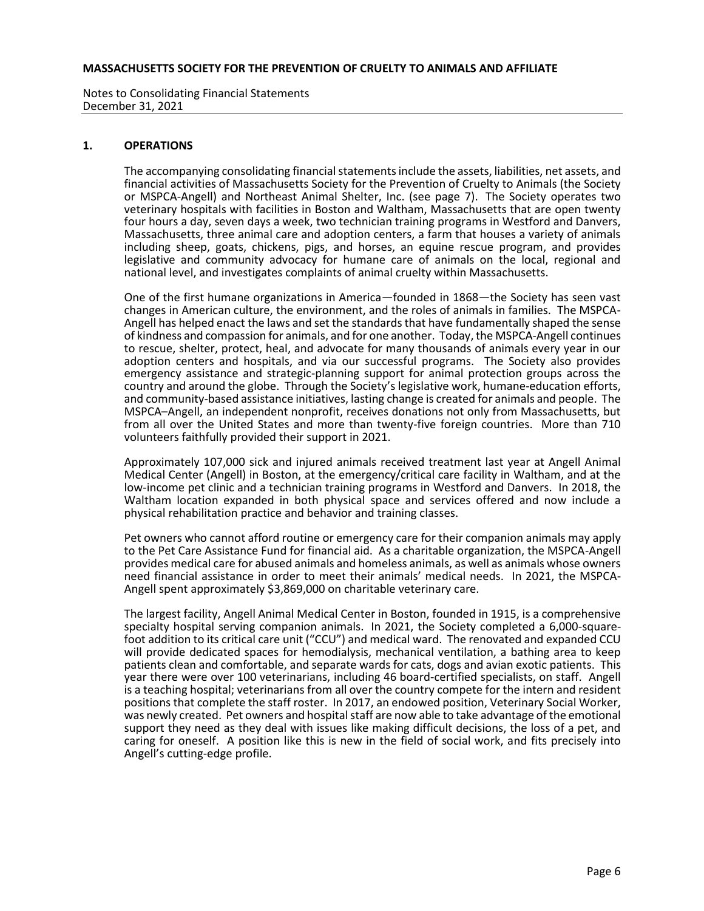## 1. OPERATIONS

The accompanying consolidating financial statements include the assets, liabilities, net assets, and financial activities of Massachusetts Society for the Prevention of Cruelty to Animals (the Society or MSPCA-Angell) and Northeast Animal Shelter, Inc. (see page 7). The Society operates two veterinary hospitals with facilities in Boston and Waltham, Massachusetts that are open twenty four hours a day, seven days a week, two technician training programs in Westford and Danvers, Massachusetts, three animal care and adoption centers, a farm that houses a variety of animals including sheep, goats, chickens, pigs, and horses, an equine rescue program, and provides legislative and community advocacy for humane care of animals on the local, regional and national level, and investigates complaints of animal cruelty within Massachusetts.

One of the first humane organizations in America—founded in 1868—the Society has seen vast changes in American culture, the environment, and the roles of animals in families. The MSPCA-Angell has helped enact the laws and set the standards that have fundamentally shaped the sense of kindness and compassion for animals, and for one another. Today, the MSPCA-Angell continues to rescue, shelter, protect, heal, and advocate for many thousands of animals every year in our adoption centers and hospitals, and via our successful programs. The Society also provides emergency assistance and strategic-planning support for animal protection groups across the country and around the globe. Through the Society's legislative work, humane-education efforts, and community-based assistance initiatives, lasting change is created for animals and people. The MSPCA–Angell, an independent nonprofit, receives donations not only from Massachusetts, but from all over the United States and more than twenty-five foreign countries. More than 710 volunteers faithfully provided their support in 2021.

Approximately 107,000 sick and injured animals received treatment last year at Angell Animal Medical Center (Angell) in Boston, at the emergency/critical care facility in Waltham, and at the low-income pet clinic and a technician training programs in Westford and Danvers. In 2018, the Waltham location expanded in both physical space and services offered and now include a physical rehabilitation practice and behavior and training classes.

Pet owners who cannot afford routine or emergency care for their companion animals may apply to the Pet Care Assistance Fund for financial aid. As a charitable organization, the MSPCA-Angell provides medical care for abused animals and homeless animals, as well as animals whose owners need financial assistance in order to meet their animals' medical needs. In 2021, the MSPCA-Angell spent approximately $3,869,000 on charitable veterinary care.

The largest facility, Angell Animal Medical Center in Boston, founded in 1915, is a comprehensive specialty hospital serving companion animals. In 2021, the Society completed a 6,000-square-foot addition to its critical care unit ("CCU") and medical ward. The renovated and expanded CCU will provide dedicated spaces for hemodialysis, mechanical ventilation, a bathing area to keep patients clean and comfortable, and separate wards for cats, dogs and avian exotic patients. This year there were over 100 veterinarians, including 46 board-certified specialists, on staff. Angell is a teaching hospital; veterinarians from all over the country compete for the intern and resident positions that complete the staff roster. In 2017, an endowed position, Veterinary Social Worker, was newly created. Pet owners and hospital staff are now able to take advantage of the emotional support they need as they deal with issues like making difficult decisions, the loss of a pet, and caring for oneself. A position like this is new in the field of social work, and fits precisely into Angell's cutting-edge profile.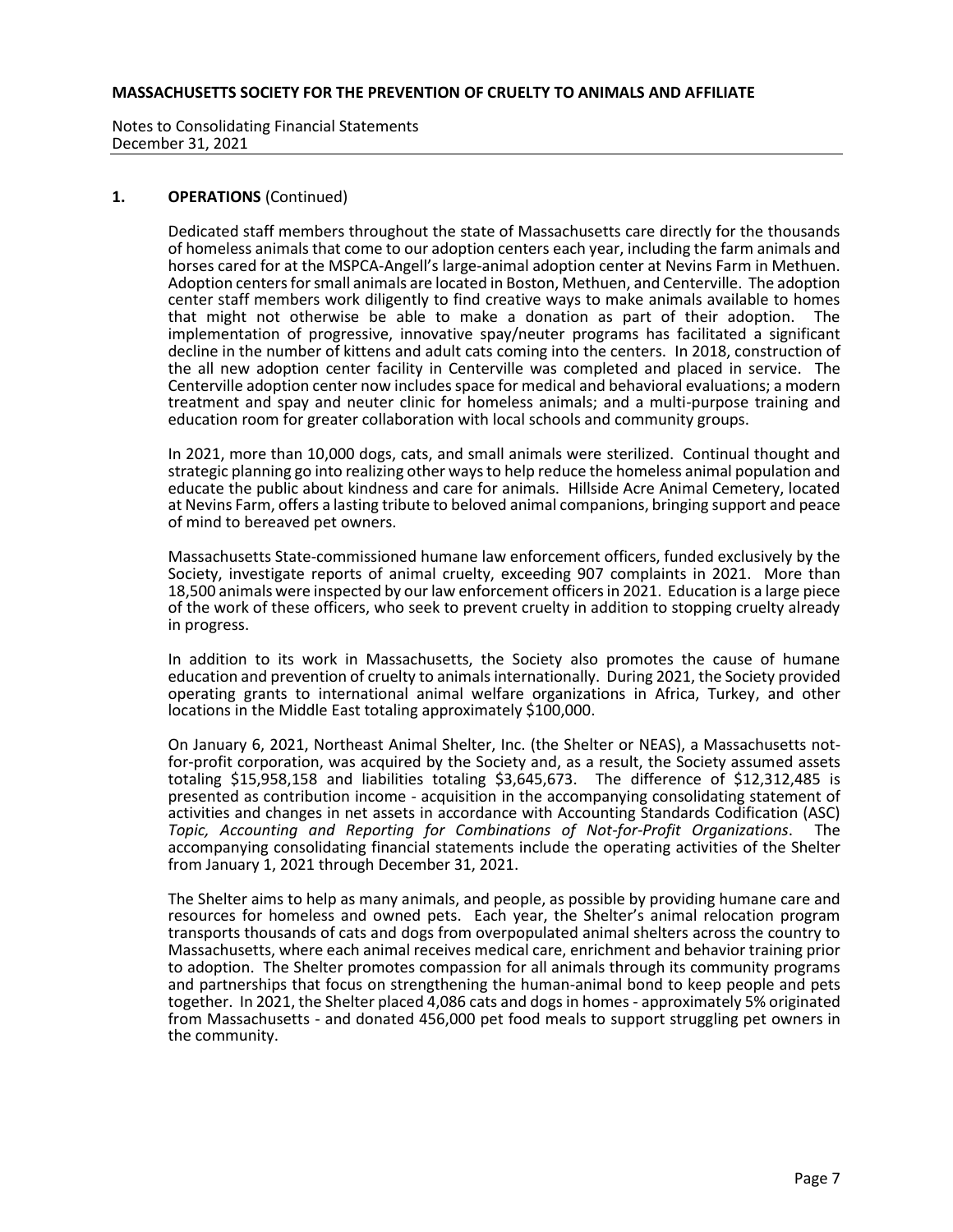## 1. OPERATIONS (Continued)

Dedicated staff members throughout the state of Massachusetts care directly for the thousands of homeless animals that come to our adoption centers each year, including the farm animals and horses cared for at the MSPCA-Angell's large-animal adoption center at Nevins Farm in Methuen. Adoption centers for small animals are located in Boston, Methuen, and Centerville. The adoption center staff members work diligently to find creative ways to make animals available to homes that might not otherwise be able to make a donation as part of their adoption. The implementation of progressive, innovative spay/neuter programs has facilitated a significant decline in the number of kittens and adult cats coming into the centers. In 2018, construction of the all new adoption center facility in Centerville was completed and placed in service. The Centerville adoption center now includes space for medical and behavioral evaluations; a modern treatment and spay and neuter clinic for homeless animals; and a multi-purpose training and education room for greater collaboration with local schools and community groups.

In 2021, more than 10,000 dogs, cats, and small animals were sterilized. Continual thought and strategic planning go into realizing other ways to help reduce the homeless animal population and educate the public about kindness and care for animals. Hillside Acre Animal Cemetery, located at Nevins Farm, offers a lasting tribute to beloved animal companions, bringing support and peace of mind to bereaved pet owners.

Massachusetts State-commissioned humane law enforcement officers, funded exclusively by the Society, investigate reports of animal cruelty, exceeding 907 complaints in 2021. More than 18,500 animals were inspected by our law enforcement officers in 2021. Education is a large piece of the work of these officers, who seek to prevent cruelty in addition to stopping cruelty already in progress.

In addition to its work in Massachusetts, the Society also promotes the cause of humane education and prevention of cruelty to animals internationally. During 2021, the Society provided operating grants to international animal welfare organizations in Africa, Turkey, and other locations in the Middle East totaling approximately $100,000.

On January 6, 2021, Northeast Animal Shelter, Inc. (the Shelter or NEAS), a Massachusetts not-for-profit corporation, was acquired by the Society and, as a result, the Society assumed assets totaling $15,958,158 and liabilities totaling $3,645,673. The difference of $12,312,485 is presented as contribution income - acquisition in the accompanying consolidating statement of activities and changes in net assets in accordance with Accounting Standards Codification (ASC) *Topic, Accounting and Reporting for Combinations of Not-for-Profit Organizations*. The accompanying consolidating financial statements include the operating activities of the Shelter from January 1, 2021 through December 31, 2021.

The Shelter aims to help as many animals, and people, as possible by providing humane care and resources for homeless and owned pets. Each year, the Shelter's animal relocation program transports thousands of cats and dogs from overpopulated animal shelters across the country to Massachusetts, where each animal receives medical care, enrichment and behavior training prior to adoption. The Shelter promotes compassion for all animals through its community programs and partnerships that focus on strengthening the human-animal bond to keep people and pets together. In 2021, the Shelter placed 4,086 cats and dogs in homes - approximately 5% originated from Massachusetts - and donated 456,000 pet food meals to support struggling pet owners in the community.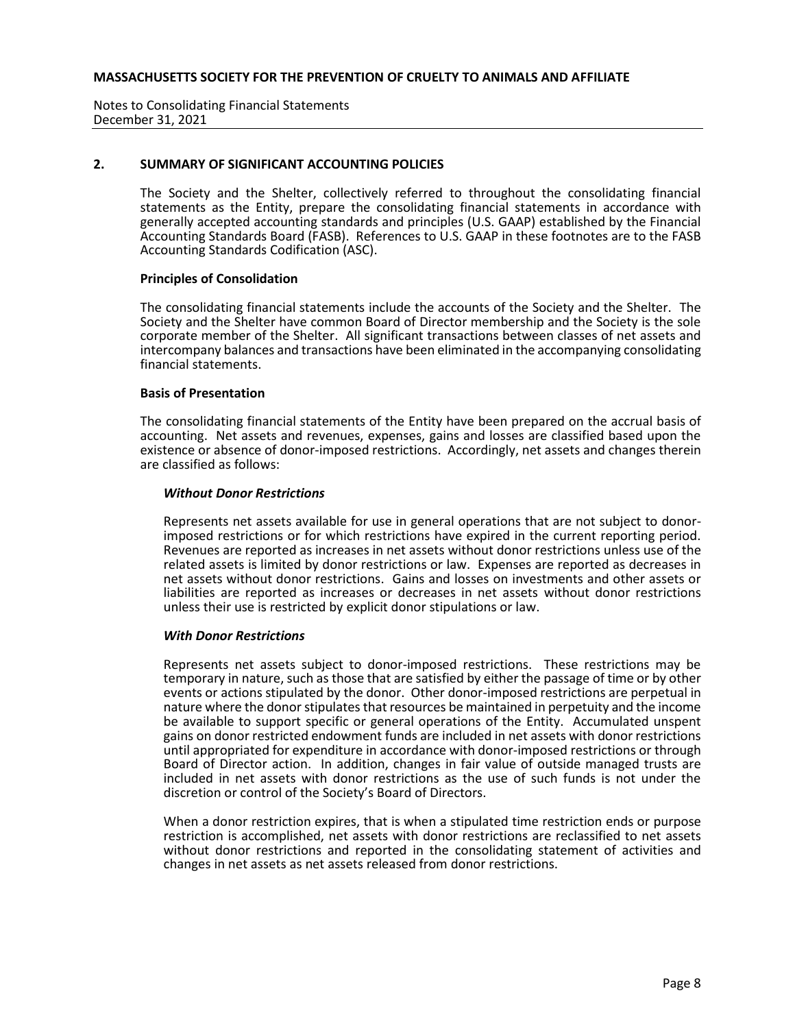## 2. SUMMARY OF SIGNIFICANT ACCOUNTING POLICIES

The Society and the Shelter, collectively referred to throughout the consolidating financial statements as the Entity, prepare the consolidating financial statements in accordance with generally accepted accounting standards and principles (U.S. GAAP) established by the Financial Accounting Standards Board (FASB). References to U.S. GAAP in these footnotes are to the FASB Accounting Standards Codification (ASC).

### Principles of Consolidation

The consolidating financial statements include the accounts of the Society and the Shelter. The Society and the Shelter have common Board of Director membership and the Society is the sole corporate member of the Shelter. All significant transactions between classes of net assets and intercompany balances and transactions have been eliminated in the accompanying consolidating financial statements.

### Basis of Presentation

The consolidating financial statements of the Entity have been prepared on the accrual basis of accounting. Net assets and revenues, expenses, gains and losses are classified based upon the existence or absence of donor-imposed restrictions. Accordingly, net assets and changes therein are classified as follows:

#### *Without Donor Restrictions*

Represents net assets available for use in general operations that are not subject to donor-imposed restrictions or for which restrictions have expired in the current reporting period. Revenues are reported as increases in net assets without donor restrictions unless use of the related assets is limited by donor restrictions or law. Expenses are reported as decreases in net assets without donor restrictions. Gains and losses on investments and other assets or liabilities are reported as increases or decreases in net assets without donor restrictions unless their use is restricted by explicit donor stipulations or law.

#### *With Donor Restrictions*

Represents net assets subject to donor-imposed restrictions. These restrictions may be temporary in nature, such as those that are satisfied by either the passage of time or by other events or actions stipulated by the donor. Other donor-imposed restrictions are perpetual in nature where the donor stipulates that resources be maintained in perpetuity and the income be available to support specific or general operations of the Entity. Accumulated unspent gains on donor restricted endowment funds are included in net assets with donor restrictions until appropriated for expenditure in accordance with donor-imposed restrictions or through Board of Director action. In addition, changes in fair value of outside managed trusts are included in net assets with donor restrictions as the use of such funds is not under the discretion or control of the Society's Board of Directors.

When a donor restriction expires, that is when a stipulated time restriction ends or purpose restriction is accomplished, net assets with donor restrictions are reclassified to net assets without donor restrictions and reported in the consolidating statement of activities and changes in net assets as net assets released from donor restrictions.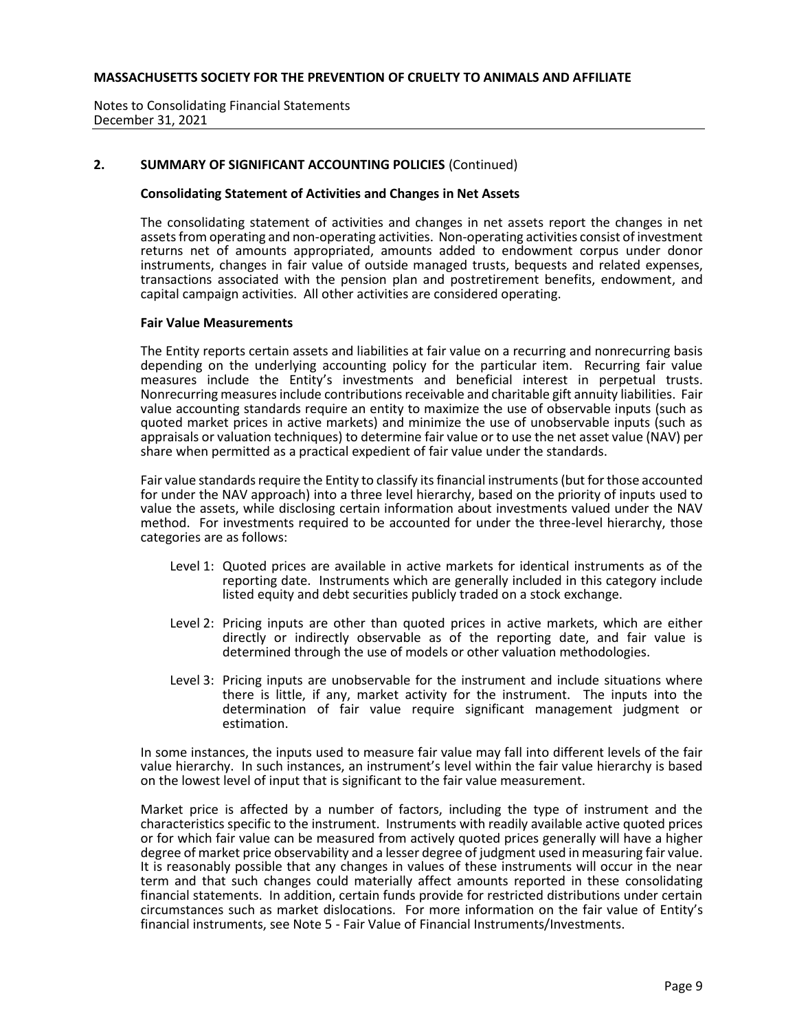## 2. SUMMARY OF SIGNIFICANT ACCOUNTING POLICIES (Continued)

### Consolidating Statement of Activities and Changes in Net Assets

The consolidating statement of activities and changes in net assets report the changes in net assets from operating and non-operating activities. Non-operating activities consist of investment returns net of amounts appropriated, amounts added to endowment corpus under donor instruments, changes in fair value of outside managed trusts, bequests and related expenses, transactions associated with the pension plan and postretirement benefits, endowment, and capital campaign activities. All other activities are considered operating.

### Fair Value Measurements

The Entity reports certain assets and liabilities at fair value on a recurring and nonrecurring basis depending on the underlying accounting policy for the particular item. Recurring fair value measures include the Entity's investments and beneficial interest in perpetual trusts. Nonrecurring measures include contributions receivable and charitable gift annuity liabilities. Fair value accounting standards require an entity to maximize the use of observable inputs (such as quoted market prices in active markets) and minimize the use of unobservable inputs (such as appraisals or valuation techniques) to determine fair value or to use the net asset value (NAV) per share when permitted as a practical expedient of fair value under the standards.

Fair value standards require the Entity to classify its financial instruments (but for those accounted for under the NAV approach) into a three level hierarchy, based on the priority of inputs used to value the assets, while disclosing certain information about investments valued under the NAV method. For investments required to be accounted for under the three-level hierarchy, those categories are as follows:

- Level 1: Quoted prices are available in active markets for identical instruments as of the reporting date. Instruments which are generally included in this category include listed equity and debt securities publicly traded on a stock exchange.
- Level 2: Pricing inputs are other than quoted prices in active markets, which are either directly or indirectly observable as of the reporting date, and fair value is determined through the use of models or other valuation methodologies.
- Level 3: Pricing inputs are unobservable for the instrument and include situations where there is little, if any, market activity for the instrument. The inputs into the determination of fair value require significant management judgment or estimation.

In some instances, the inputs used to measure fair value may fall into different levels of the fair value hierarchy. In such instances, an instrument's level within the fair value hierarchy is based on the lowest level of input that is significant to the fair value measurement.

Market price is affected by a number of factors, including the type of instrument and the characteristics specific to the instrument. Instruments with readily available active quoted prices or for which fair value can be measured from actively quoted prices generally will have a higher degree of market price observability and a lesser degree of judgment used in measuring fair value. It is reasonably possible that any changes in values of these instruments will occur in the near term and that such changes could materially affect amounts reported in these consolidating financial statements. In addition, certain funds provide for restricted distributions under certain circumstances such as market dislocations. For more information on the fair value of Entity's financial instruments, see Note 5 - Fair Value of Financial Instruments/Investments.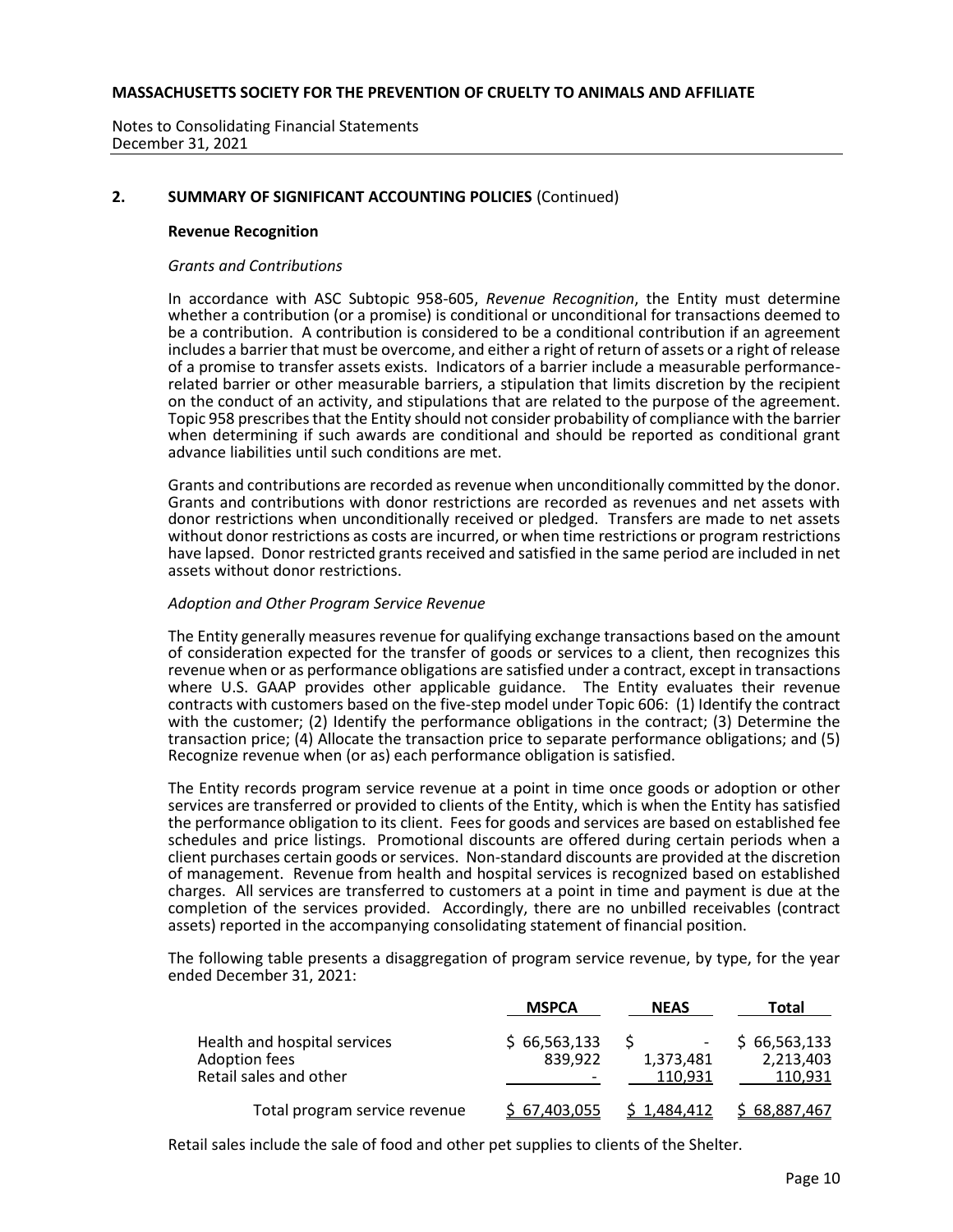## 2. SUMMARY OF SIGNIFICANT ACCOUNTING POLICIES (Continued)

### Revenue Recognition

*Grants and Contributions*

In accordance with ASC Subtopic 958-605, *Revenue Recognition*, the Entity must determine whether a contribution (or a promise) is conditional or unconditional for transactions deemed to be a contribution. A contribution is considered to be a conditional contribution if an agreement includes a barrier that must be overcome, and either a right of return of assets or a right of release of a promise to transfer assets exists. Indicators of a barrier include a measurable performance-related barrier or other measurable barriers, a stipulation that limits discretion by the recipient on the conduct of an activity, and stipulations that are related to the purpose of the agreement. Topic 958 prescribes that the Entity should not consider probability of compliance with the barrier when determining if such awards are conditional and should be reported as conditional grant advance liabilities until such conditions are met.

Grants and contributions are recorded as revenue when unconditionally committed by the donor. Grants and contributions with donor restrictions are recorded as revenues and net assets with donor restrictions when unconditionally received or pledged. Transfers are made to net assets without donor restrictions as costs are incurred, or when time restrictions or program restrictions have lapsed. Donor restricted grants received and satisfied in the same period are included in net assets without donor restrictions.

*Adoption and Other Program Service Revenue*

The Entity generally measures revenue for qualifying exchange transactions based on the amount of consideration expected for the transfer of goods or services to a client, then recognizes this revenue when or as performance obligations are satisfied under a contract, except in transactions where U.S. GAAP provides other applicable guidance. The Entity evaluates their revenue contracts with customers based on the five-step model under Topic 606: (1) Identify the contract with the customer; (2) Identify the performance obligations in the contract; (3) Determine the transaction price; (4) Allocate the transaction price to separate performance obligations; and (5) Recognize revenue when (or as) each performance obligation is satisfied.

The Entity records program service revenue at a point in time once goods or adoption or other services are transferred or provided to clients of the Entity, which is when the Entity has satisfied the performance obligation to its client. Fees for goods and services are based on established fee schedules and price listings. Promotional discounts are offered during certain periods when a client purchases certain goods or services. Non-standard discounts are provided at the discretion of management. Revenue from health and hospital services is recognized based on established charges. All services are transferred to customers at a point in time and payment is due at the completion of the services provided. Accordingly, there are no unbilled receivables (contract assets) reported in the accompanying consolidating statement of financial position.

The following table presents a disaggregation of program service revenue, by type, for the year ended December 31, 2021:

| | MSPCA | NEAS | Total |
|---|---|---|---|
| Health and hospital services | $ 66,563,133 | $ - | $ 66,563,133 |
| Adoption fees | 839,922 | 1,373,481 | 2,213,403 |
| Retail sales and other | - | 110,931 | 110,931 |
| Total program service revenue | $ 67,403,055 | $ 1,484,412 | $ 68,887,467 |

Retail sales include the sale of food and other pet supplies to clients of the Shelter.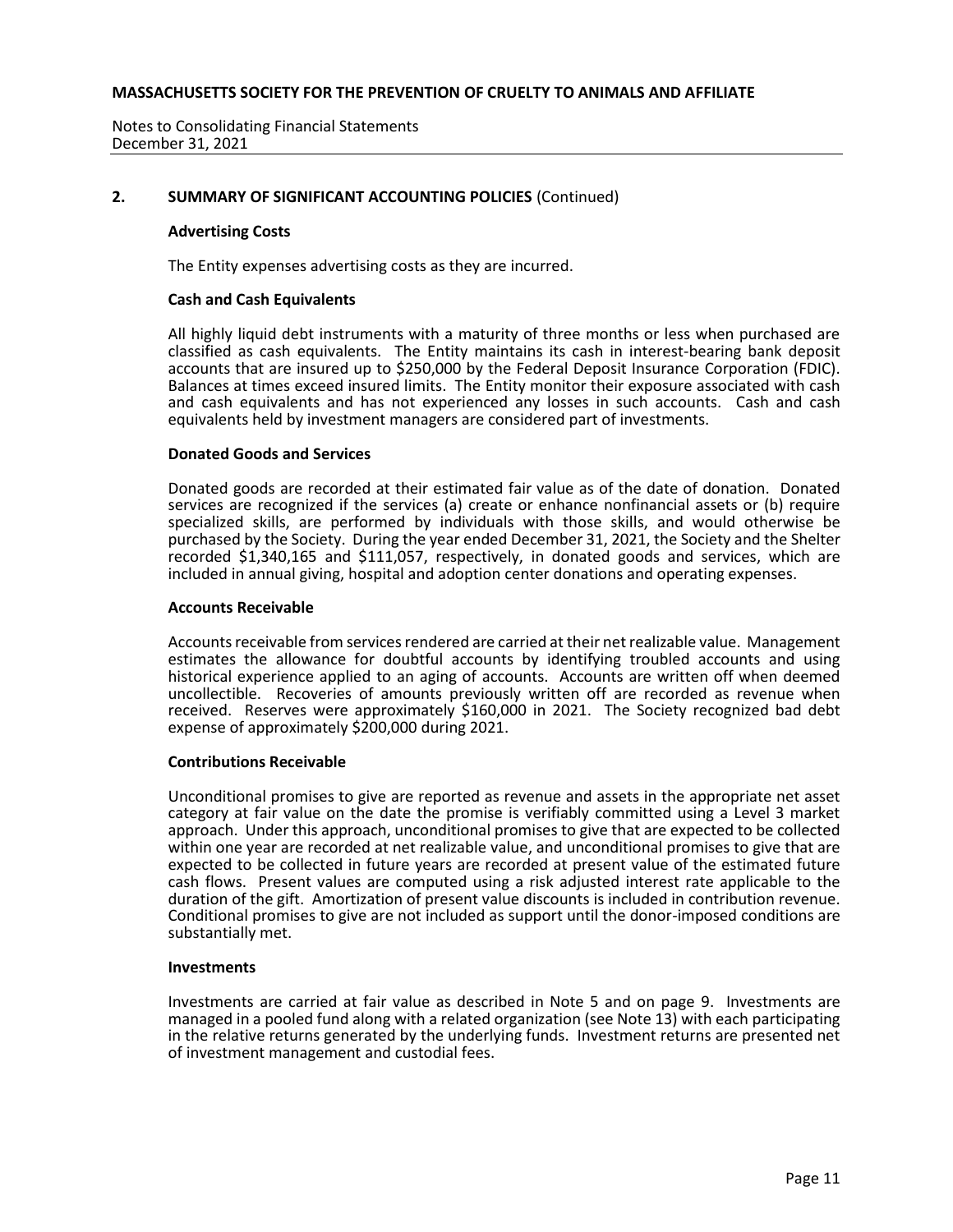## 2. SUMMARY OF SIGNIFICANT ACCOUNTING POLICIES (Continued)

### Advertising Costs

The Entity expenses advertising costs as they are incurred.

### Cash and Cash Equivalents

All highly liquid debt instruments with a maturity of three months or less when purchased are classified as cash equivalents. The Entity maintains its cash in interest-bearing bank deposit accounts that are insured up to $250,000 by the Federal Deposit Insurance Corporation (FDIC). Balances at times exceed insured limits. The Entity monitor their exposure associated with cash and cash equivalents and has not experienced any losses in such accounts. Cash and cash equivalents held by investment managers are considered part of investments.

### Donated Goods and Services

Donated goods are recorded at their estimated fair value as of the date of donation. Donated services are recognized if the services (a) create or enhance nonfinancial assets or (b) require specialized skills, are performed by individuals with those skills, and would otherwise be purchased by the Society. During the year ended December 31, 2021, the Society and the Shelter recorded $1,340,165 and $111,057, respectively, in donated goods and services, which are included in annual giving, hospital and adoption center donations and operating expenses.

### Accounts Receivable

Accounts receivable from services rendered are carried at their net realizable value. Management estimates the allowance for doubtful accounts by identifying troubled accounts and using historical experience applied to an aging of accounts. Accounts are written off when deemed uncollectible. Recoveries of amounts previously written off are recorded as revenue when received. Reserves were approximately $160,000 in 2021. The Society recognized bad debt expense of approximately $200,000 during 2021.

### Contributions Receivable

Unconditional promises to give are reported as revenue and assets in the appropriate net asset category at fair value on the date the promise is verifiably committed using a Level 3 market approach. Under this approach, unconditional promises to give that are expected to be collected within one year are recorded at net realizable value, and unconditional promises to give that are expected to be collected in future years are recorded at present value of the estimated future cash flows. Present values are computed using a risk adjusted interest rate applicable to the duration of the gift. Amortization of present value discounts is included in contribution revenue. Conditional promises to give are not included as support until the donor-imposed conditions are substantially met.

### Investments

Investments are carried at fair value as described in Note 5 and on page 9. Investments are managed in a pooled fund along with a related organization (see Note 13) with each participating in the relative returns generated by the underlying funds. Investment returns are presented net of investment management and custodial fees.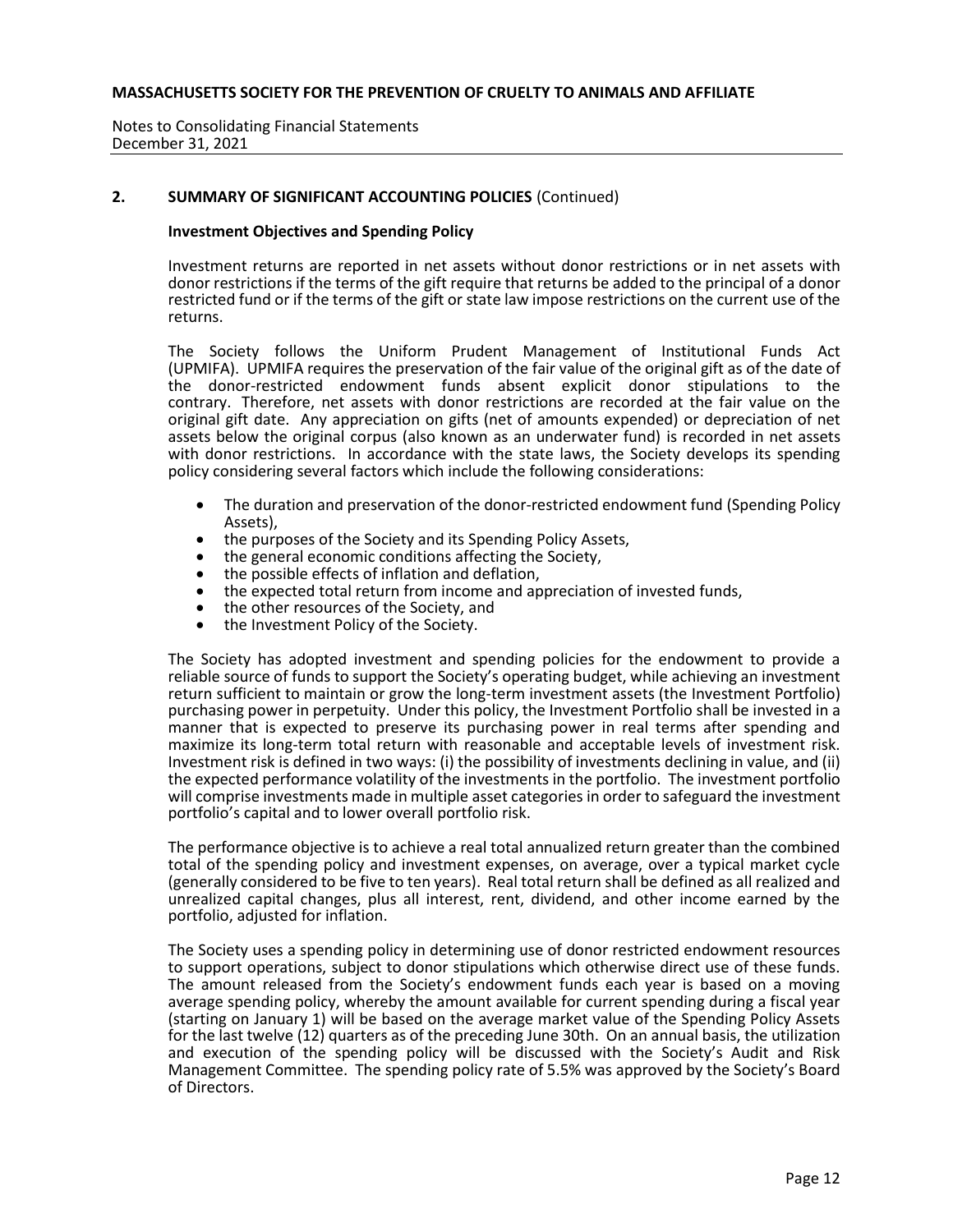## 2. SUMMARY OF SIGNIFICANT ACCOUNTING POLICIES (Continued)

### Investment Objectives and Spending Policy

Investment returns are reported in net assets without donor restrictions or in net assets with donor restrictions if the terms of the gift require that returns be added to the principal of a donor restricted fund or if the terms of the gift or state law impose restrictions on the current use of the returns.

The Society follows the Uniform Prudent Management of Institutional Funds Act (UPMIFA). UPMIFA requires the preservation of the fair value of the original gift as of the date of the donor-restricted endowment funds absent explicit donor stipulations to the contrary. Therefore, net assets with donor restrictions are recorded at the fair value on the original gift date. Any appreciation on gifts (net of amounts expended) or depreciation of net assets below the original corpus (also known as an underwater fund) is recorded in net assets with donor restrictions. In accordance with the state laws, the Society develops its spending policy considering several factors which include the following considerations:

- The duration and preservation of the donor-restricted endowment fund (Spending Policy Assets),
- the purposes of the Society and its Spending Policy Assets,
- the general economic conditions affecting the Society,
- the possible effects of inflation and deflation,
- the expected total return from income and appreciation of invested funds,
- the other resources of the Society, and
- the Investment Policy of the Society.

The Society has adopted investment and spending policies for the endowment to provide a reliable source of funds to support the Society's operating budget, while achieving an investment return sufficient to maintain or grow the long-term investment assets (the Investment Portfolio) purchasing power in perpetuity. Under this policy, the Investment Portfolio shall be invested in a manner that is expected to preserve its purchasing power in real terms after spending and maximize its long-term total return with reasonable and acceptable levels of investment risk. Investment risk is defined in two ways: (i) the possibility of investments declining in value, and (ii) the expected performance volatility of the investments in the portfolio. The investment portfolio will comprise investments made in multiple asset categories in order to safeguard the investment portfolio's capital and to lower overall portfolio risk.

The performance objective is to achieve a real total annualized return greater than the combined total of the spending policy and investment expenses, on average, over a typical market cycle (generally considered to be five to ten years). Real total return shall be defined as all realized and unrealized capital changes, plus all interest, rent, dividend, and other income earned by the portfolio, adjusted for inflation.

The Society uses a spending policy in determining use of donor restricted endowment resources to support operations, subject to donor stipulations which otherwise direct use of these funds. The amount released from the Society's endowment funds each year is based on a moving average spending policy, whereby the amount available for current spending during a fiscal year (starting on January 1) will be based on the average market value of the Spending Policy Assets for the last twelve (12) quarters as of the preceding June 30th. On an annual basis, the utilization and execution of the spending policy will be discussed with the Society's Audit and Risk Management Committee. The spending policy rate of 5.5% was approved by the Society's Board of Directors.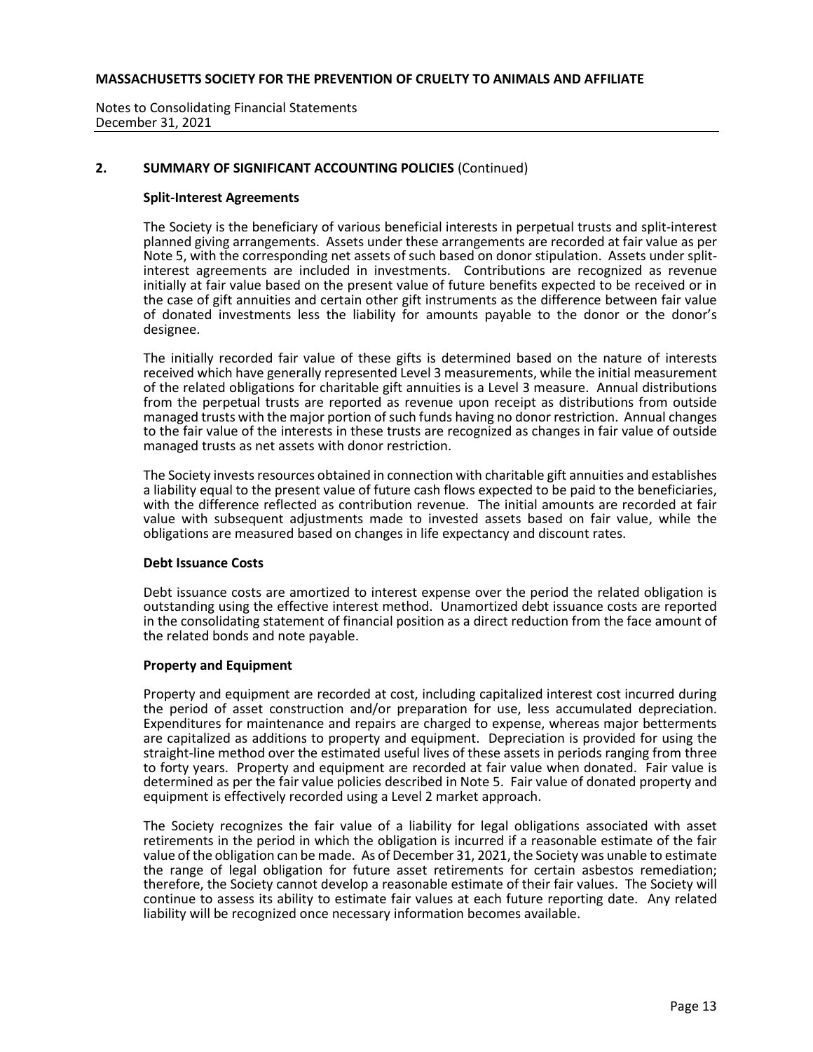## 2. SUMMARY OF SIGNIFICANT ACCOUNTING POLICIES (Continued)

### Split-Interest Agreements

The Society is the beneficiary of various beneficial interests in perpetual trusts and split-interest planned giving arrangements. Assets under these arrangements are recorded at fair value as per Note 5, with the corresponding net assets of such based on donor stipulation. Assets under split-interest agreements are included in investments. Contributions are recognized as revenue initially at fair value based on the present value of future benefits expected to be received or in the case of gift annuities and certain other gift instruments as the difference between fair value of donated investments less the liability for amounts payable to the donor or the donor's designee.

The initially recorded fair value of these gifts is determined based on the nature of interests received which have generally represented Level 3 measurements, while the initial measurement of the related obligations for charitable gift annuities is a Level 3 measure. Annual distributions from the perpetual trusts are reported as revenue upon receipt as distributions from outside managed trusts with the major portion of such funds having no donor restriction. Annual changes to the fair value of the interests in these trusts are recognized as changes in fair value of outside managed trusts as net assets with donor restriction.

The Society invests resources obtained in connection with charitable gift annuities and establishes a liability equal to the present value of future cash flows expected to be paid to the beneficiaries, with the difference reflected as contribution revenue. The initial amounts are recorded at fair value with subsequent adjustments made to invested assets based on fair value, while the obligations are measured based on changes in life expectancy and discount rates.

### Debt Issuance Costs

Debt issuance costs are amortized to interest expense over the period the related obligation is outstanding using the effective interest method. Unamortized debt issuance costs are reported in the consolidating statement of financial position as a direct reduction from the face amount of the related bonds and note payable.

### Property and Equipment

Property and equipment are recorded at cost, including capitalized interest cost incurred during the period of asset construction and/or preparation for use, less accumulated depreciation. Expenditures for maintenance and repairs are charged to expense, whereas major betterments are capitalized as additions to property and equipment. Depreciation is provided for using the straight-line method over the estimated useful lives of these assets in periods ranging from three to forty years. Property and equipment are recorded at fair value when donated. Fair value is determined as per the fair value policies described in Note 5. Fair value of donated property and equipment is effectively recorded using a Level 2 market approach.

The Society recognizes the fair value of a liability for legal obligations associated with asset retirements in the period in which the obligation is incurred if a reasonable estimate of the fair value of the obligation can be made. As of December 31, 2021, the Society was unable to estimate the range of legal obligation for future asset retirements for certain asbestos remediation; therefore, the Society cannot develop a reasonable estimate of their fair values. The Society will continue to assess its ability to estimate fair values at each future reporting date. Any related liability will be recognized once necessary information becomes available.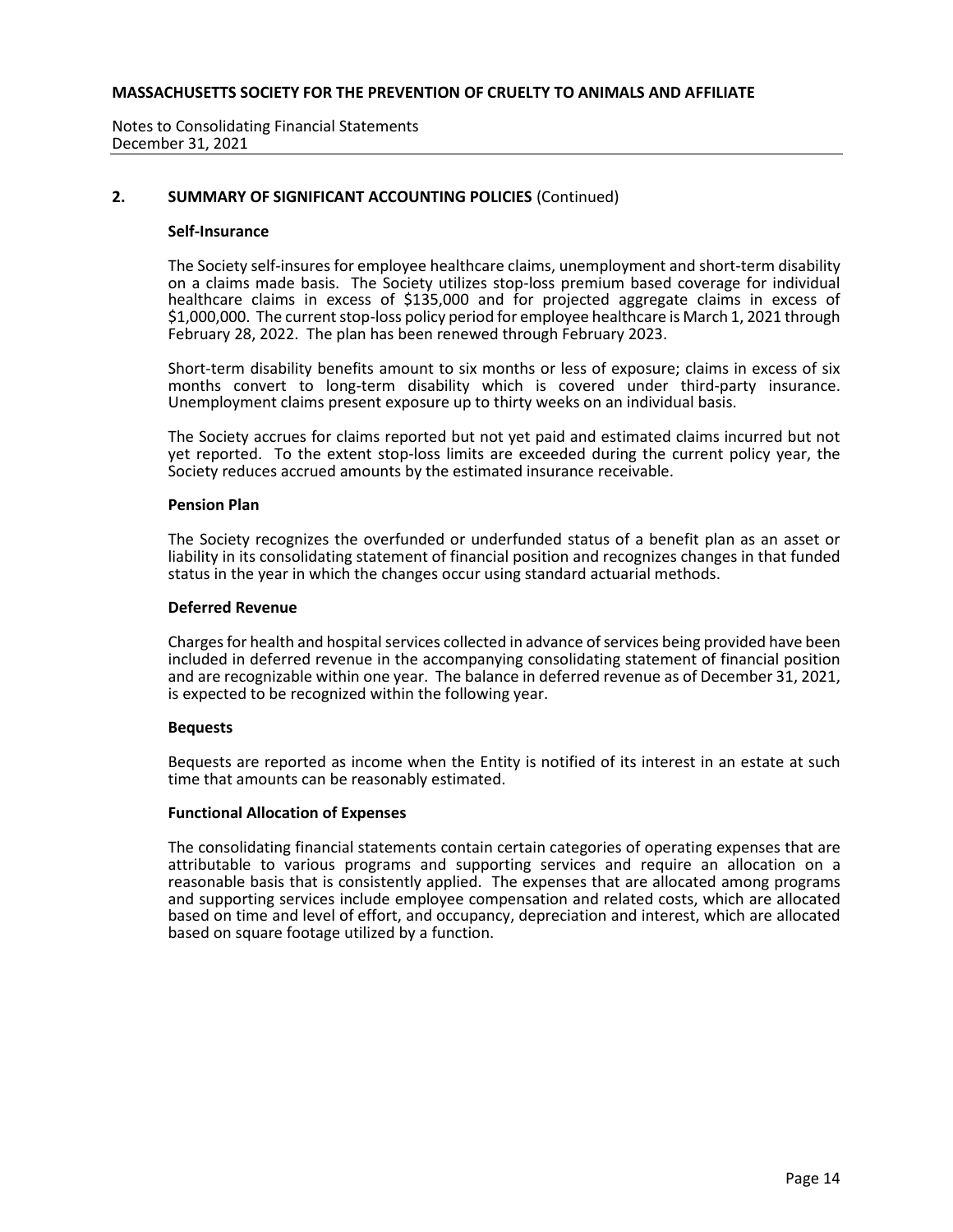## 2. SUMMARY OF SIGNIFICANT ACCOUNTING POLICIES (Continued)

### Self-Insurance

The Society self-insures for employee healthcare claims, unemployment and short-term disability on a claims made basis. The Society utilizes stop-loss premium based coverage for individual healthcare claims in excess of $135,000 and for projected aggregate claims in excess of $1,000,000. The current stop-loss policy period for employee healthcare is March 1, 2021 through February 28, 2022. The plan has been renewed through February 2023.

Short-term disability benefits amount to six months or less of exposure; claims in excess of six months convert to long-term disability which is covered under third-party insurance. Unemployment claims present exposure up to thirty weeks on an individual basis.

The Society accrues for claims reported but not yet paid and estimated claims incurred but not yet reported. To the extent stop-loss limits are exceeded during the current policy year, the Society reduces accrued amounts by the estimated insurance receivable.

### Pension Plan

The Society recognizes the overfunded or underfunded status of a benefit plan as an asset or liability in its consolidating statement of financial position and recognizes changes in that funded status in the year in which the changes occur using standard actuarial methods.

### Deferred Revenue

Charges for health and hospital services collected in advance of services being provided have been included in deferred revenue in the accompanying consolidating statement of financial position and are recognizable within one year. The balance in deferred revenue as of December 31, 2021, is expected to be recognized within the following year.

### Bequests

Bequests are reported as income when the Entity is notified of its interest in an estate at such time that amounts can be reasonably estimated.

### Functional Allocation of Expenses

The consolidating financial statements contain certain categories of operating expenses that are attributable to various programs and supporting services and require an allocation on a reasonable basis that is consistently applied. The expenses that are allocated among programs and supporting services include employee compensation and related costs, which are allocated based on time and level of effort, and occupancy, depreciation and interest, which are allocated based on square footage utilized by a function.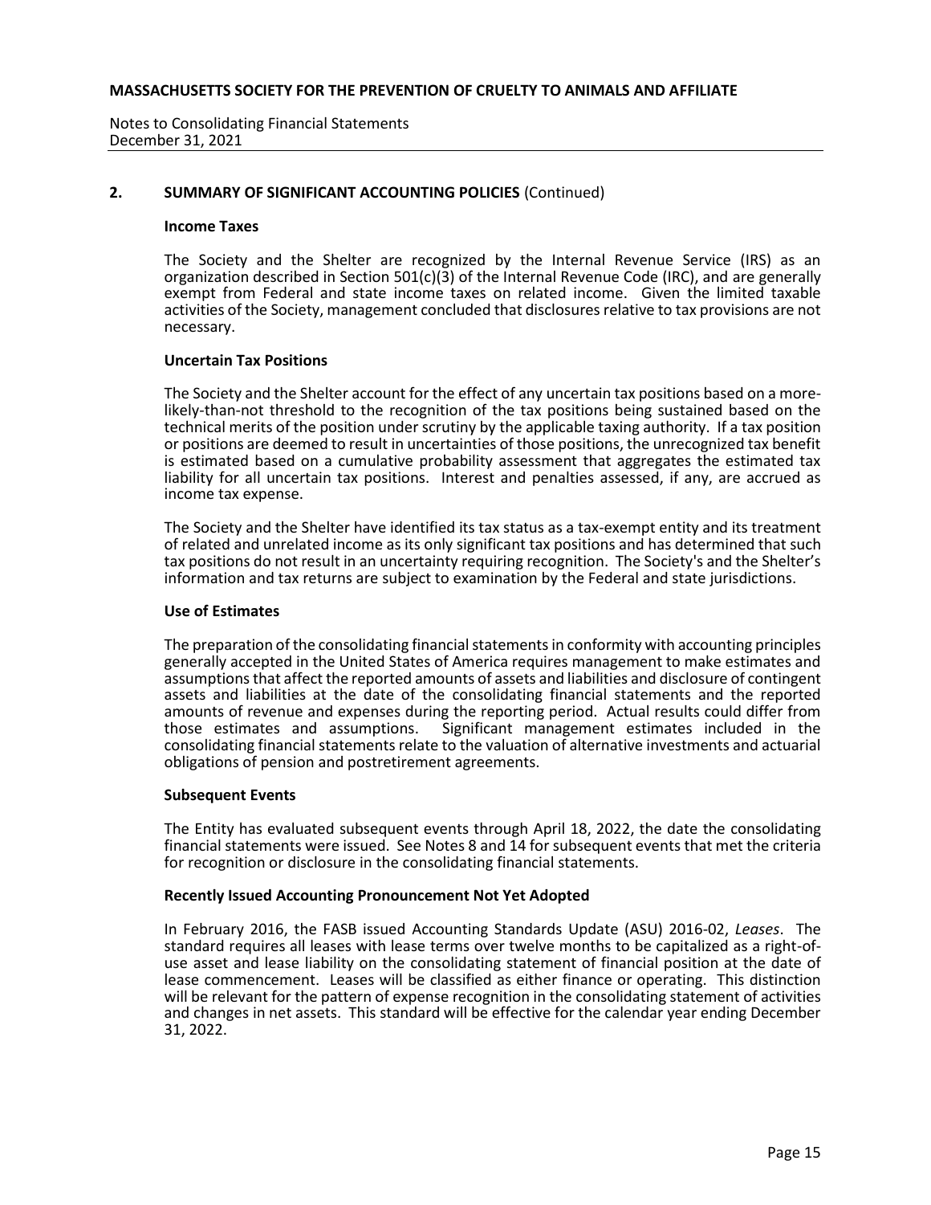## 2. SUMMARY OF SIGNIFICANT ACCOUNTING POLICIES (Continued)

### Income Taxes

The Society and the Shelter are recognized by the Internal Revenue Service (IRS) as an organization described in Section 501(c)(3) of the Internal Revenue Code (IRC), and are generally exempt from Federal and state income taxes on related income. Given the limited taxable activities of the Society, management concluded that disclosures relative to tax provisions are not necessary.

### Uncertain Tax Positions

The Society and the Shelter account for the effect of any uncertain tax positions based on a more-likely-than-not threshold to the recognition of the tax positions being sustained based on the technical merits of the position under scrutiny by the applicable taxing authority. If a tax position or positions are deemed to result in uncertainties of those positions, the unrecognized tax benefit is estimated based on a cumulative probability assessment that aggregates the estimated tax liability for all uncertain tax positions. Interest and penalties assessed, if any, are accrued as income tax expense.

The Society and the Shelter have identified its tax status as a tax-exempt entity and its treatment of related and unrelated income as its only significant tax positions and has determined that such tax positions do not result in an uncertainty requiring recognition. The Society's and the Shelter's information and tax returns are subject to examination by the Federal and state jurisdictions.

### Use of Estimates

The preparation of the consolidating financial statements in conformity with accounting principles generally accepted in the United States of America requires management to make estimates and assumptions that affect the reported amounts of assets and liabilities and disclosure of contingent assets and liabilities at the date of the consolidating financial statements and the reported amounts of revenue and expenses during the reporting period. Actual results could differ from those estimates and assumptions. Significant management estimates included in the consolidating financial statements relate to the valuation of alternative investments and actuarial obligations of pension and postretirement agreements.

### Subsequent Events

The Entity has evaluated subsequent events through April 18, 2022, the date the consolidating financial statements were issued. See Notes 8 and 14 for subsequent events that met the criteria for recognition or disclosure in the consolidating financial statements.

### Recently Issued Accounting Pronouncement Not Yet Adopted

In February 2016, the FASB issued Accounting Standards Update (ASU) 2016-02, *Leases*. The standard requires all leases with lease terms over twelve months to be capitalized as a right-of-use asset and lease liability on the consolidating statement of financial position at the date of lease commencement. Leases will be classified as either finance or operating. This distinction will be relevant for the pattern of expense recognition in the consolidating statement of activities and changes in net assets. This standard will be effective for the calendar year ending December 31, 2022.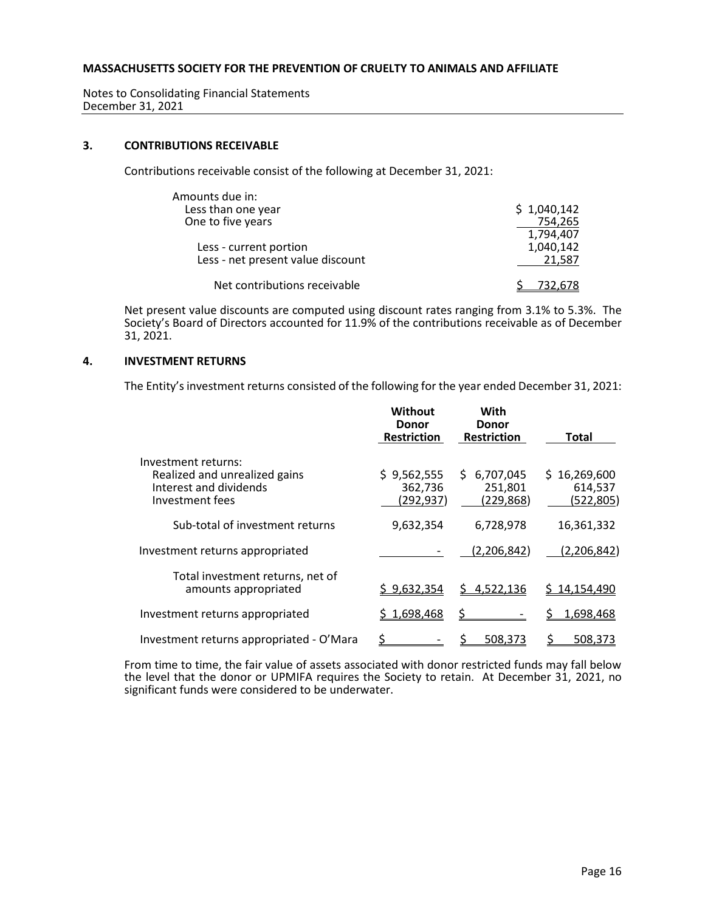## 3. CONTRIBUTIONS RECEIVABLE

Contributions receivable consist of the following at December 31, 2021:

| | |
|---|---|
| Amounts due in: | |
| Less than one year | $ 1,040,142 |
| One to five years | 754,265 |
| | 1,794,407 |
| Less - current portion | 1,040,142 |
| Less - net present value discount | 21,587 |
| Net contributions receivable | $ 732,678 |

Net present value discounts are computed using discount rates ranging from 3.1% to 5.3%. The Society's Board of Directors accounted for 11.9% of the contributions receivable as of December 31, 2021.

## 4. INVESTMENT RETURNS

The Entity's investment returns consisted of the following for the year ended December 31, 2021:

| | Without Donor Restriction | With Donor Restriction | Total |
|---|---|---|---|
| Investment returns: | | | |
| Realized and unrealized gains | $ 9,562,555 | $ 6,707,045 | $ 16,269,600 |
| Interest and dividends | 362,736 | 251,801 | 614,537 |
| Investment fees | (292,937) | (229,868) | (522,805) |
| Sub-total of investment returns | 9,632,354 | 6,728,978 | 16,361,332 |
| Investment returns appropriated | - | (2,206,842) | (2,206,842) |
| Total investment returns, net of amounts appropriated | $ 9,632,354 | $ 4,522,136 | $ 14,154,490 |
| Investment returns appropriated | $ 1,698,468 | $ - | $ 1,698,468 |
| Investment returns appropriated - O'Mara | $ - | $ 508,373 | $ 508,373 |

From time to time, the fair value of assets associated with donor restricted funds may fall below the level that the donor or UPMIFA requires the Society to retain. At December 31, 2021, no significant funds were considered to be underwater.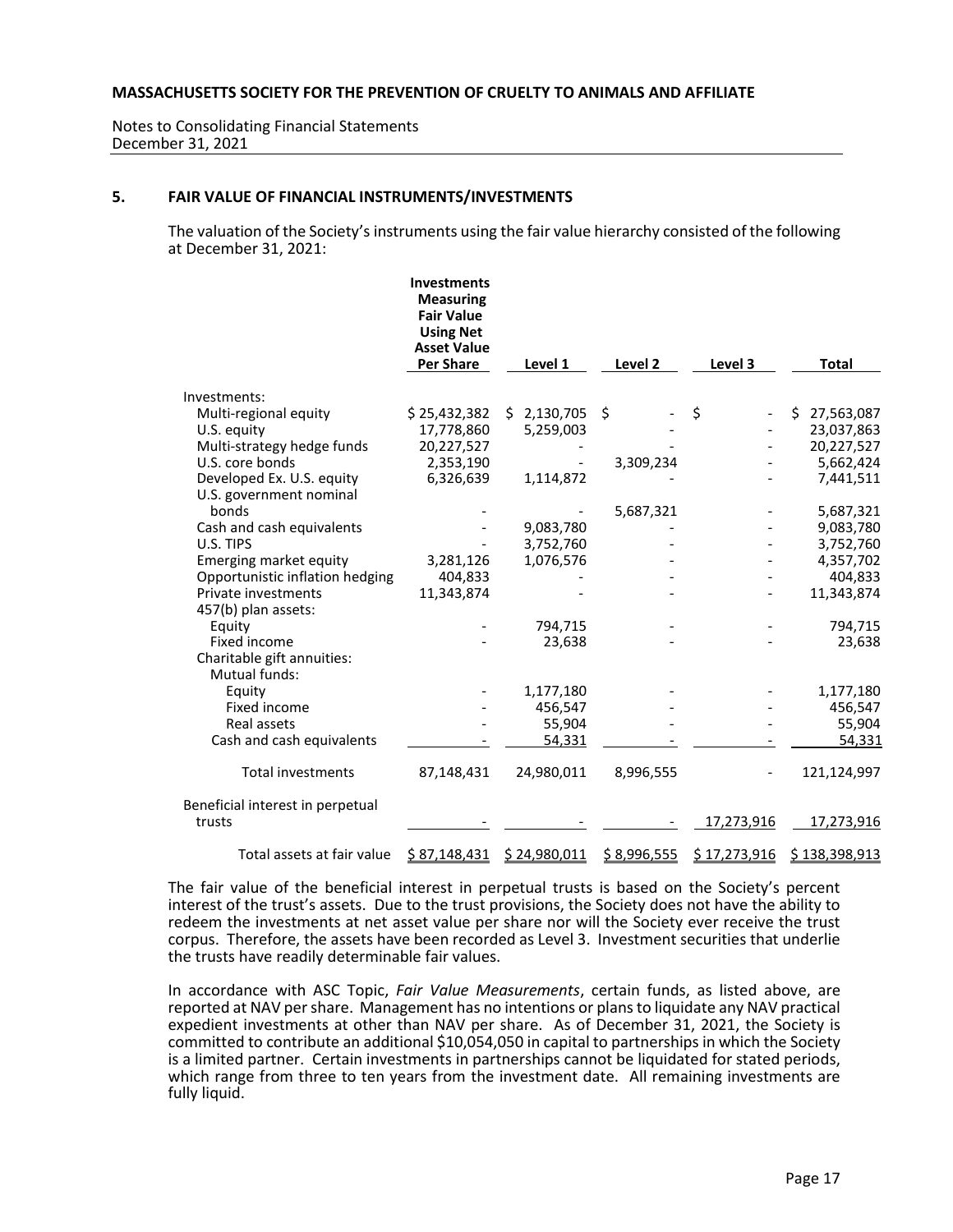### 5. FAIR VALUE OF FINANCIAL INSTRUMENTS/INVESTMENTS

The valuation of the Society's instruments using the fair value hierarchy consisted of the following at December 31, 2021:

| | Investments Measuring Fair Value Using Net Asset Value Per Share | Level 1 | Level 2 | Level 3 | Total |
|---|---|---|---|---|---|
| Investments: | | | | | |
| Multi-regional equity | $ 25,432,382 | $ 2,130,705 | $ - | $ - | $ 27,563,087 |
| U.S. equity | 17,778,860 | 5,259,003 | - | - | 23,037,863 |
| Multi-strategy hedge funds | 20,227,527 | - | - | - | 20,227,527 |
| U.S. core bonds | 2,353,190 | - | 3,309,234 | - | 5,662,424 |
| Developed Ex. U.S. equity | 6,326,639 | 1,114,872 | - | - | 7,441,511 |
| U.S. government nominal bonds | - | - | 5,687,321 | - | 5,687,321 |
| Cash and cash equivalents | - | 9,083,780 | - | - | 9,083,780 |
| U.S. TIPS | - | 3,752,760 | - | - | 3,752,760 |
| Emerging market equity | 3,281,126 | 1,076,576 | - | - | 4,357,702 |
| Opportunistic inflation hedging | 404,833 | - | - | - | 404,833 |
| Private investments | 11,343,874 | - | - | - | 11,343,874 |
| 457(b) plan assets: | | | | | |
| Equity | - | 794,715 | - | - | 794,715 |
| Fixed income | - | 23,638 | - | - | 23,638 |
| Charitable gift annuities: | | | | | |
| Mutual funds: | | | | | |
| Equity | - | 1,177,180 | - | - | 1,177,180 |
| Fixed income | - | 456,547 | - | - | 456,547 |
| Real assets | - | 55,904 | - | - | 55,904 |
| Cash and cash equivalents | - | 54,331 | - | - | 54,331 |
| Total investments | 87,148,431 | 24,980,011 | 8,996,555 | - | 121,124,997 |
| Beneficial interest in perpetual trusts | - | - | - | 17,273,916 | 17,273,916 |
| Total assets at fair value | $ 87,148,431 | $ 24,980,011 | $ 8,996,555 | $ 17,273,916 | $ 138,398,913 |

The fair value of the beneficial interest in perpetual trusts is based on the Society's percent interest of the trust's assets. Due to the trust provisions, the Society does not have the ability to redeem the investments at net asset value per share nor will the Society ever receive the trust corpus. Therefore, the assets have been recorded as Level 3. Investment securities that underlie the trusts have readily determinable fair values.

In accordance with ASC Topic, *Fair Value Measurements*, certain funds, as listed above, are reported at NAV per share. Management has no intentions or plans to liquidate any NAV practical expedient investments at other than NAV per share. As of December 31, 2021, the Society is committed to contribute an additional $10,054,050 in capital to partnerships in which the Society is a limited partner. Certain investments in partnerships cannot be liquidated for stated periods, which range from three to ten years from the investment date. All remaining investments are fully liquid.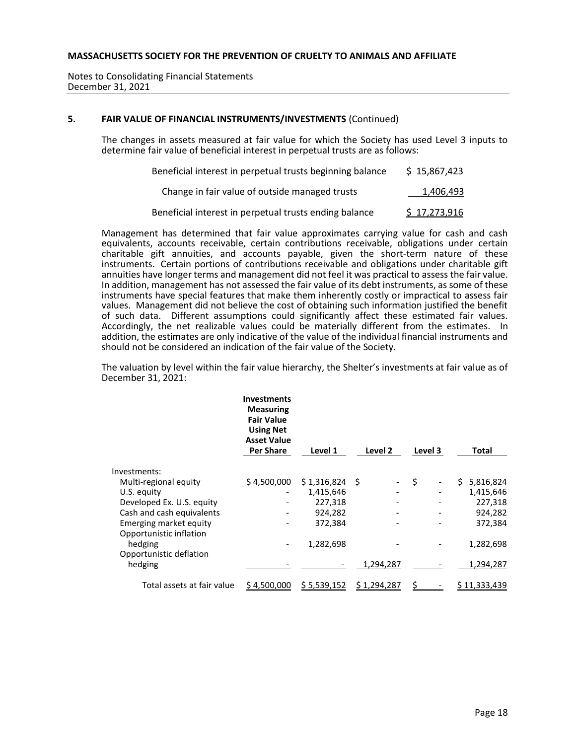**MASSACHUSETTS SOCIETY FOR THE PREVENTION OF CRUELTY TO ANIMALS AND AFFILIATE**

Notes to Consolidating Financial Statements
December 31, 2021

## 5. FAIR VALUE OF FINANCIAL INSTRUMENTS/INVESTMENTS (Continued)

The changes in assets measured at fair value for which the Society has used Level 3 inputs to determine fair value of beneficial interest in perpetual trusts are as follows:

| | |
|---|---|
| Beneficial interest in perpetual trusts beginning balance | $ 15,867,423 |
| Change in fair value of outside managed trusts | 1,406,493 |
| Beneficial interest in perpetual trusts ending balance | $ 17,273,916 |

Management has determined that fair value approximates carrying value for cash and cash equivalents, accounts receivable, certain contributions receivable, obligations under certain charitable gift annuities, and accounts payable, given the short-term nature of these instruments. Certain portions of contributions receivable and obligations under charitable gift annuities have longer terms and management did not feel it was practical to assess the fair value. In addition, management has not assessed the fair value of its debt instruments, as some of these instruments have special features that make them inherently costly or impractical to assess fair values. Management did not believe the cost of obtaining such information justified the benefit of such data. Different assumptions could significantly affect these estimated fair values. Accordingly, the net realizable values could be materially different from the estimates. In addition, the estimates are only indicative of the value of the individual financial instruments and should not be considered an indication of the fair value of the Society.

The valuation by level within the fair value hierarchy, the Shelter's investments at fair value as of December 31, 2021:

| | Investments Measuring Fair Value Using Net Asset Value Per Share | Level 1 | Level 2 | Level 3 | Total |
|---|---|---|---|---|---|
| Investments: | | | | | |
| Multi-regional equity | $ 4,500,000 | $ 1,316,824 | $ - | $ - | $ 5,816,824 |
| U.S. equity | - | 1,415,646 | - | - | 1,415,646 |
| Developed Ex. U.S. equity | - | 227,318 | - | - | 227,318 |
| Cash and cash equivalents | - | 924,282 | - | - | 924,282 |
| Emerging market equity | - | 372,384 | - | - | 372,384 |
| Opportunistic inflation hedging | - | 1,282,698 | - | - | 1,282,698 |
| Opportunistic deflation hedging | - | - | 1,294,287 | - | 1,294,287 |
| Total assets at fair value | $ 4,500,000 | $ 5,539,152 | $ 1,294,287 | $ - | $ 11,333,439 |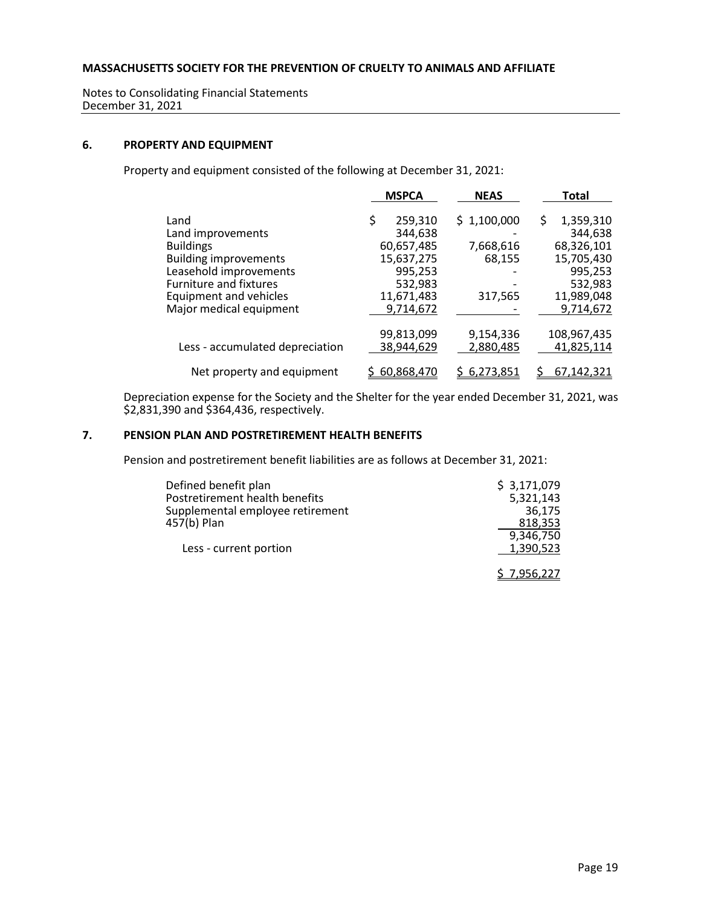**MASSACHUSETTS SOCIETY FOR THE PREVENTION OF CRUELTY TO ANIMALS AND AFFILIATE**

Notes to Consolidating Financial Statements
December 31, 2021

## 6. PROPERTY AND EQUIPMENT

Property and equipment consisted of the following at December 31, 2021:

| | MSPCA | NEAS | Total |
|---|---|---|---|
| Land | $ 259,310 | $ 1,100,000 | $ 1,359,310 |
| Land improvements | 344,638 | - | 344,638 |
| Buildings | 60,657,485 | 7,668,616 | 68,326,101 |
| Building improvements | 15,637,275 | 68,155 | 15,705,430 |
| Leasehold improvements | 995,253 | - | 995,253 |
| Furniture and fixtures | 532,983 | - | 532,983 |
| Equipment and vehicles | 11,671,483 | 317,565 | 11,989,048 |
| Major medical equipment | 9,714,672 | - | 9,714,672 |
| | 99,813,099 | 9,154,336 | 108,967,435 |
| Less - accumulated depreciation | 38,944,629 | 2,880,485 | 41,825,114 |
| Net property and equipment | $ 60,868,470 | $ 6,273,851 | $ 67,142,321 |

Depreciation expense for the Society and the Shelter for the year ended December 31, 2021, was $2,831,390 and $364,436, respectively.

## 7. PENSION PLAN AND POSTRETIREMENT HEALTH BENEFITS

Pension and postretirement benefit liabilities are as follows at December 31, 2021:

| | |
|---|---|
| Defined benefit plan | $ 3,171,079 |
| Postretirement health benefits | 5,321,143 |
| Supplemental employee retirement | 36,175 |
| 457(b) Plan | 818,353 |
| | 9,346,750 |
| Less - current portion | 1,390,523 |
| | $ 7,956,227 |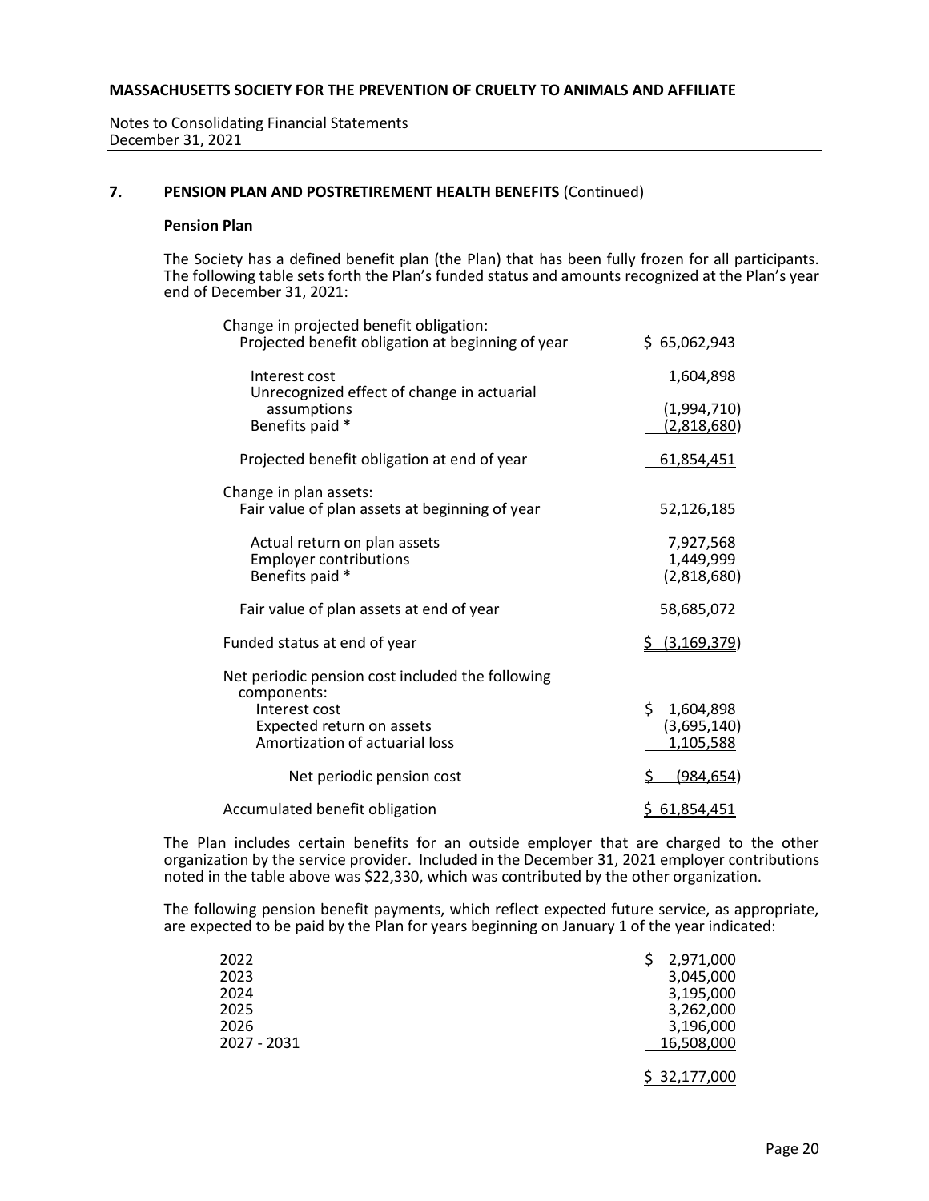**MASSACHUSETTS SOCIETY FOR THE PREVENTION OF CRUELTY TO ANIMALS AND AFFILIATE**

Notes to Consolidating Financial Statements
December 31, 2021

## 7. PENSION PLAN AND POSTRETIREMENT HEALTH BENEFITS (Continued)

### Pension Plan

The Society has a defined benefit plan (the Plan) that has been fully frozen for all participants. The following table sets forth the Plan's funded status and amounts recognized at the Plan's year end of December 31, 2021:

| | |
|---|---|
| Change in projected benefit obligation: | |
| Projected benefit obligation at beginning of year | $ 65,062,943 |
| Interest cost | 1,604,898 |
| Unrecognized effect of change in actuarial assumptions | (1,994,710) |
| Benefits paid * | (2,818,680) |
| Projected benefit obligation at end of year | 61,854,451 |
| Change in plan assets: | |
| Fair value of plan assets at beginning of year | 52,126,185 |
| Actual return on plan assets | 7,927,568 |
| Employer contributions | 1,449,999 |
| Benefits paid * | (2,818,680) |
| Fair value of plan assets at end of year | 58,685,072 |
| Funded status at end of year | $ (3,169,379) |
| Net periodic pension cost included the following components: | |
| Interest cost | $ 1,604,898 |
| Expected return on assets | (3,695,140) |
| Amortization of actuarial loss | 1,105,588 |
| Net periodic pension cost | $ (984,654) |
| Accumulated benefit obligation | $ 61,854,451 |

The Plan includes certain benefits for an outside employer that are charged to the other organization by the service provider. Included in the December 31, 2021 employer contributions noted in the table above was $22,330, which was contributed by the other organization.

The following pension benefit payments, which reflect expected future service, as appropriate, are expected to be paid by the Plan for years beginning on January 1 of the year indicated:

| | |
|---|---|
| 2022 | $ 2,971,000 |
| 2023 | 3,045,000 |
| 2024 | 3,195,000 |
| 2025 | 3,262,000 |
| 2026 | 3,196,000 |
| 2027 - 2031 | 16,508,000 |
| | $ 32,177,000 |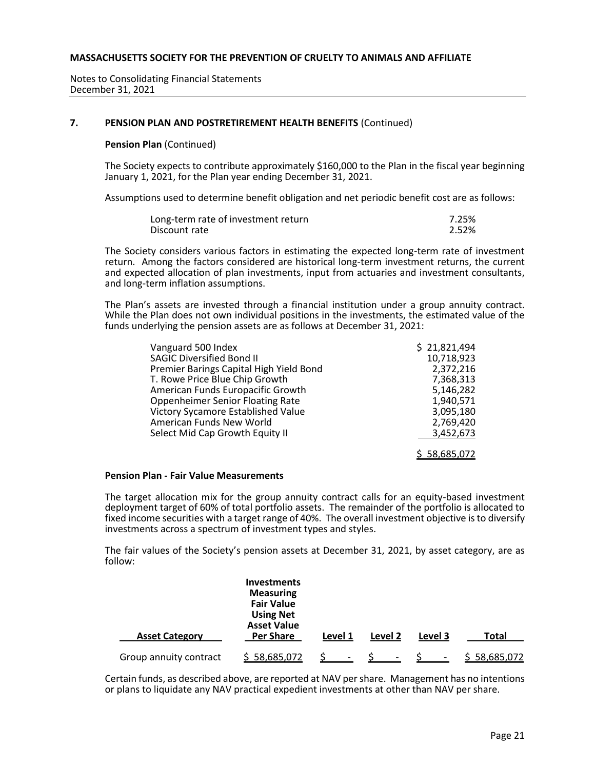## 7. PENSION PLAN AND POSTRETIREMENT HEALTH BENEFITS (Continued)

**Pension Plan** (Continued)

The Society expects to contribute approximately $160,000 to the Plan in the fiscal year beginning January 1, 2021, for the Plan year ending December 31, 2021.

Assumptions used to determine benefit obligation and net periodic benefit cost are as follows:

| | |
|---|---|
| Long-term rate of investment return | 7.25% |
| Discount rate | 2.52% |

The Society considers various factors in estimating the expected long-term rate of investment return. Among the factors considered are historical long-term investment returns, the current and expected allocation of plan investments, input from actuaries and investment consultants, and long-term inflation assumptions.

The Plan's assets are invested through a financial institution under a group annuity contract. While the Plan does not own individual positions in the investments, the estimated value of the funds underlying the pension assets are as follows at December 31, 2021:

| | |
|---|---|
| Vanguard 500 Index | $ 21,821,494 |
| SAGIC Diversified Bond II | 10,718,923 |
| Premier Barings Capital High Yield Bond | 2,372,216 |
| T. Rowe Price Blue Chip Growth | 7,368,313 |
| American Funds Europacific Growth | 5,146,282 |
| Oppenheimer Senior Floating Rate | 1,940,571 |
| Victory Sycamore Established Value | 3,095,180 |
| American Funds New World | 2,769,420 |
| Select Mid Cap Growth Equity II | 3,452,673 |
| | $ 58,685,072 |

**Pension Plan - Fair Value Measurements**

The target allocation mix for the group annuity contract calls for an equity-based investment deployment target of 60% of total portfolio assets. The remainder of the portfolio is allocated to fixed income securities with a target range of 40%. The overall investment objective is to diversify investments across a spectrum of investment types and styles.

The fair values of the Society's pension assets at December 31, 2021, by asset category, are as follow:

| Asset Category | Investments Measuring Fair Value Using Net Asset Value Per Share | Level 1 | Level 2 | Level 3 | Total |
|---|---|---|---|---|---|
| Group annuity contract | $ 58,685,072 | $ - | $ - | $ - | $ 58,685,072 |

Certain funds, as described above, are reported at NAV per share. Management has no intentions or plans to liquidate any NAV practical expedient investments at other than NAV per share.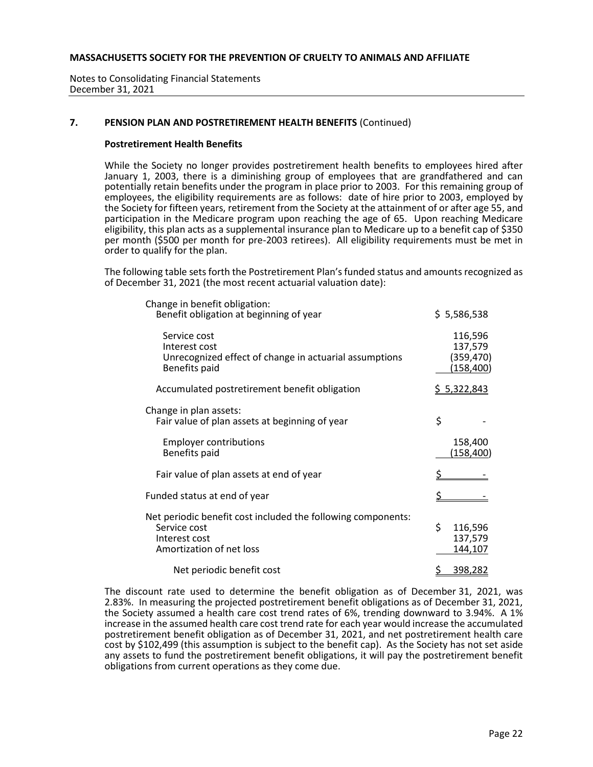## 7. PENSION PLAN AND POSTRETIREMENT HEALTH BENEFITS (Continued)

### Postretirement Health Benefits

While the Society no longer provides postretirement health benefits to employees hired after January 1, 2003, there is a diminishing group of employees that are grandfathered and can potentially retain benefits under the program in place prior to 2003. For this remaining group of employees, the eligibility requirements are as follows: date of hire prior to 2003, employed by the Society for fifteen years, retirement from the Society at the attainment of or after age 55, and participation in the Medicare program upon reaching the age of 65. Upon reaching Medicare eligibility, this plan acts as a supplemental insurance plan to Medicare up to a benefit cap of $350 per month ($500 per month for pre-2003 retirees). All eligibility requirements must be met in order to qualify for the plan.

The following table sets forth the Postretirement Plan's funded status and amounts recognized as of December 31, 2021 (the most recent actuarial valuation date):

| | |
|---|---|
| Change in benefit obligation: | |
| Benefit obligation at beginning of year | $ 5,586,538 |
| Service cost | 116,596 |
| Interest cost | 137,579 |
| Unrecognized effect of change in actuarial assumptions | (359,470) |
| Benefits paid | (158,400) |
| Accumulated postretirement benefit obligation | $ 5,322,843 |
| Change in plan assets: | |
| Fair value of plan assets at beginning of year | $ - |
| Employer contributions | 158,400 |
| Benefits paid | (158,400) |
| Fair value of plan assets at end of year | $ - |
| Funded status at end of year | $ - |
| Net periodic benefit cost included the following components: | |
| Service cost | $ 116,596 |
| Interest cost | 137,579 |
| Amortization of net loss | 144,107 |
| Net periodic benefit cost | $ 398,282 |

The discount rate used to determine the benefit obligation as of December 31, 2021, was 2.83%. In measuring the projected postretirement benefit obligations as of December 31, 2021, the Society assumed a health care cost trend rates of 6%, trending downward to 3.94%. A 1% increase in the assumed health care cost trend rate for each year would increase the accumulated postretirement benefit obligation as of December 31, 2021, and net postretirement health care cost by $102,499 (this assumption is subject to the benefit cap). As the Society has not set aside any assets to fund the postretirement benefit obligations, it will pay the postretirement benefit obligations from current operations as they come due.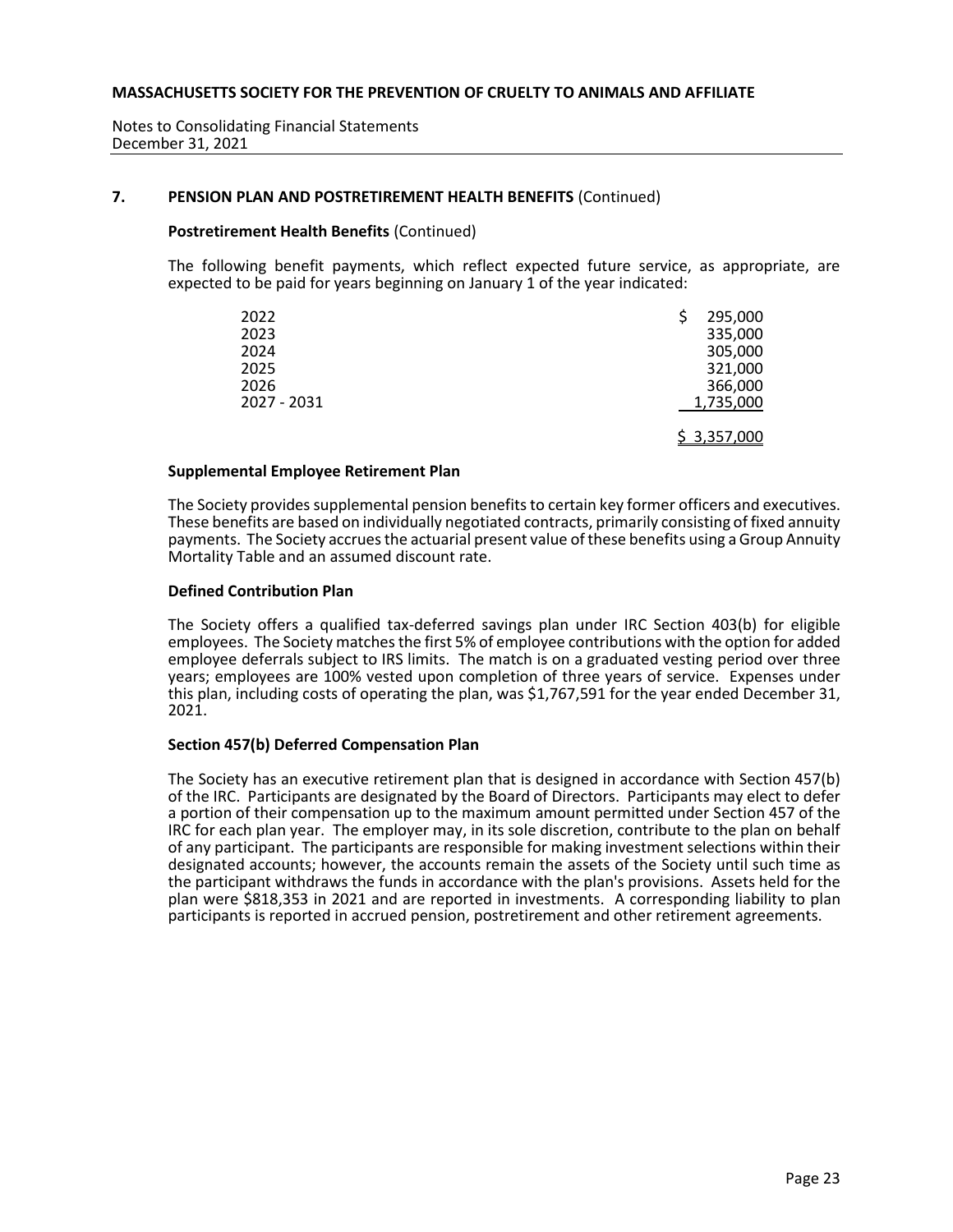## 7. PENSION PLAN AND POSTRETIREMENT HEALTH BENEFITS (Continued)

### Postretirement Health Benefits (Continued)

The following benefit payments, which reflect expected future service, as appropriate, are expected to be paid for years beginning on January 1 of the year indicated:

| | |
|---|---|
| 2022 | $ 295,000 |
| 2023 | 335,000 |
| 2024 | 305,000 |
| 2025 | 321,000 |
| 2026 | 366,000 |
| 2027 - 2031 | 1,735,000 |
| | $ 3,357,000 |

### Supplemental Employee Retirement Plan

The Society provides supplemental pension benefits to certain key former officers and executives. These benefits are based on individually negotiated contracts, primarily consisting of fixed annuity payments. The Society accrues the actuarial present value of these benefits using a Group Annuity Mortality Table and an assumed discount rate.

### Defined Contribution Plan

The Society offers a qualified tax-deferred savings plan under IRC Section 403(b) for eligible employees. The Society matches the first 5% of employee contributions with the option for added employee deferrals subject to IRS limits. The match is on a graduated vesting period over three years; employees are 100% vested upon completion of three years of service. Expenses under this plan, including costs of operating the plan, was $1,767,591 for the year ended December 31, 2021.

### Section 457(b) Deferred Compensation Plan

The Society has an executive retirement plan that is designed in accordance with Section 457(b) of the IRC. Participants are designated by the Board of Directors. Participants may elect to defer a portion of their compensation up to the maximum amount permitted under Section 457 of the IRC for each plan year. The employer may, in its sole discretion, contribute to the plan on behalf of any participant. The participants are responsible for making investment selections within their designated accounts; however, the accounts remain the assets of the Society until such time as the participant withdraws the funds in accordance with the plan's provisions. Assets held for the plan were $818,353 in 2021 and are reported in investments. A corresponding liability to plan participants is reported in accrued pension, postretirement and other retirement agreements.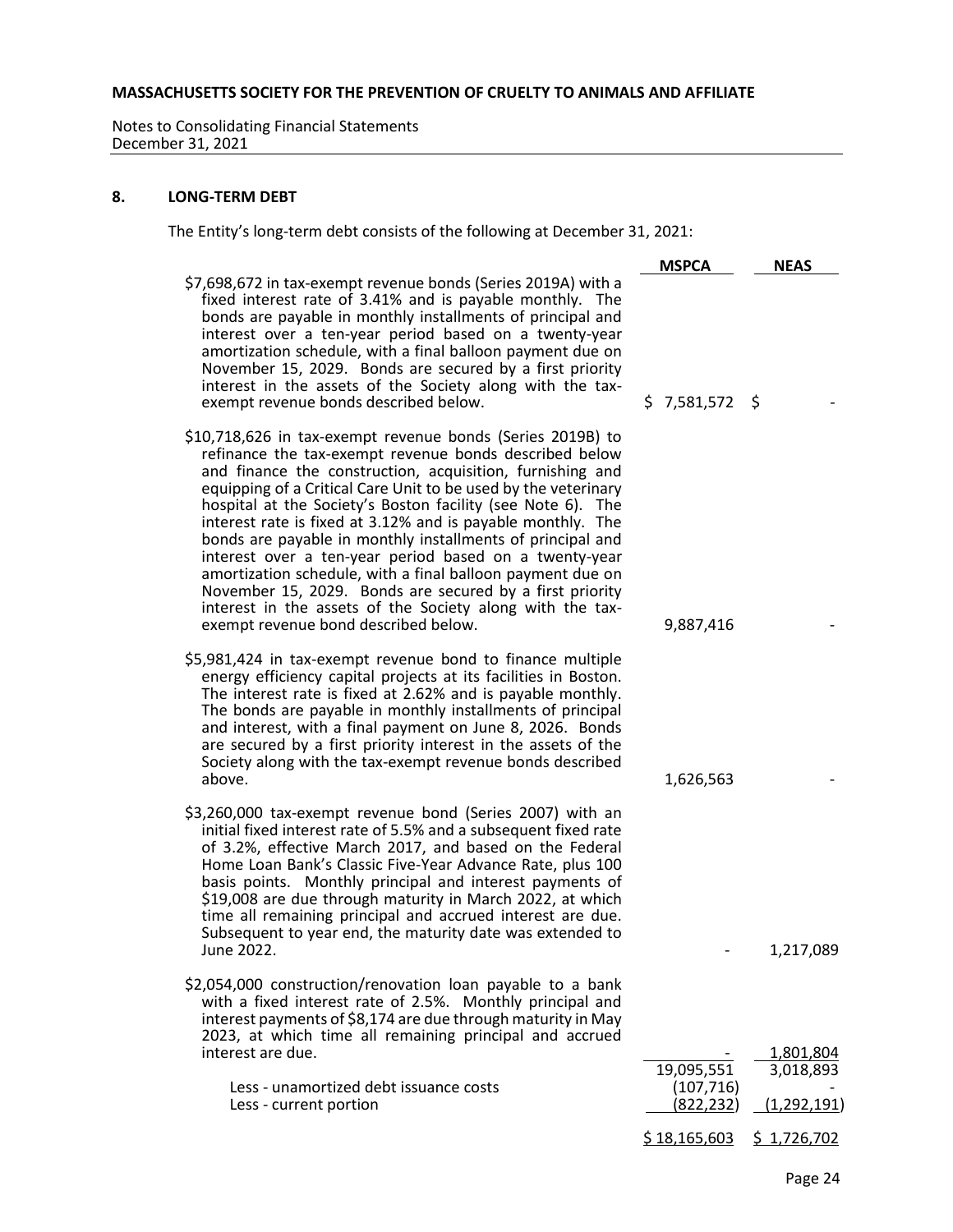## 8. LONG-TERM DEBT

The Entity's long-term debt consists of the following at December 31, 2021:

| | MSPCA | NEAS |
|---|---|---|
| $7,698,672 in tax-exempt revenue bonds (Series 2019A) with a fixed interest rate of 3.41% and is payable monthly. The bonds are payable in monthly installments of principal and interest over a ten-year period based on a twenty-year amortization schedule, with a final balloon payment due on November 15, 2029. Bonds are secured by a first priority interest in the assets of the Society along with the tax-exempt revenue bonds described below. | $ 7,581,572 | $ - |
| $10,718,626 in tax-exempt revenue bonds (Series 2019B) to refinance the tax-exempt revenue bonds described below and finance the construction, acquisition, furnishing and equipping of a Critical Care Unit to be used by the veterinary hospital at the Society's Boston facility (see Note 6). The interest rate is fixed at 3.12% and is payable monthly. The bonds are payable in monthly installments of principal and interest over a ten-year period based on a twenty-year amortization schedule, with a final balloon payment due on November 15, 2029. Bonds are secured by a first priority interest in the assets of the Society along with the tax-exempt revenue bond described below. | 9,887,416 | - |
| $5,981,424 in tax-exempt revenue bond to finance multiple energy efficiency capital projects at its facilities in Boston. The interest rate is fixed at 2.62% and is payable monthly. The bonds are payable in monthly installments of principal and interest, with a final payment on June 8, 2026. Bonds are secured by a first priority interest in the assets of the Society along with the tax-exempt revenue bonds described above. | 1,626,563 | - |
| $3,260,000 tax-exempt revenue bond (Series 2007) with an initial fixed interest rate of 5.5% and a subsequent fixed rate of 3.2%, effective March 2017, and based on the Federal Home Loan Bank's Classic Five-Year Advance Rate, plus 100 basis points. Monthly principal and interest payments of $19,008 are due through maturity in March 2022, at which time all remaining principal and accrued interest are due. Subsequent to year end, the maturity date was extended to June 2022. | - | 1,217,089 |
| $2,054,000 construction/renovation loan payable to a bank with a fixed interest rate of 2.5%. Monthly principal and interest payments of $8,174 are due through maturity in May 2023, at which time all remaining principal and accrued interest are due. | - | 1,801,804 |
| | 19,095,551 | 3,018,893 |
| Less - unamortized debt issuance costs | (107,716) | - |
| Less - current portion | (822,232) | (1,292,191) |
| | $ 18,165,603 | $ 1,726,702 |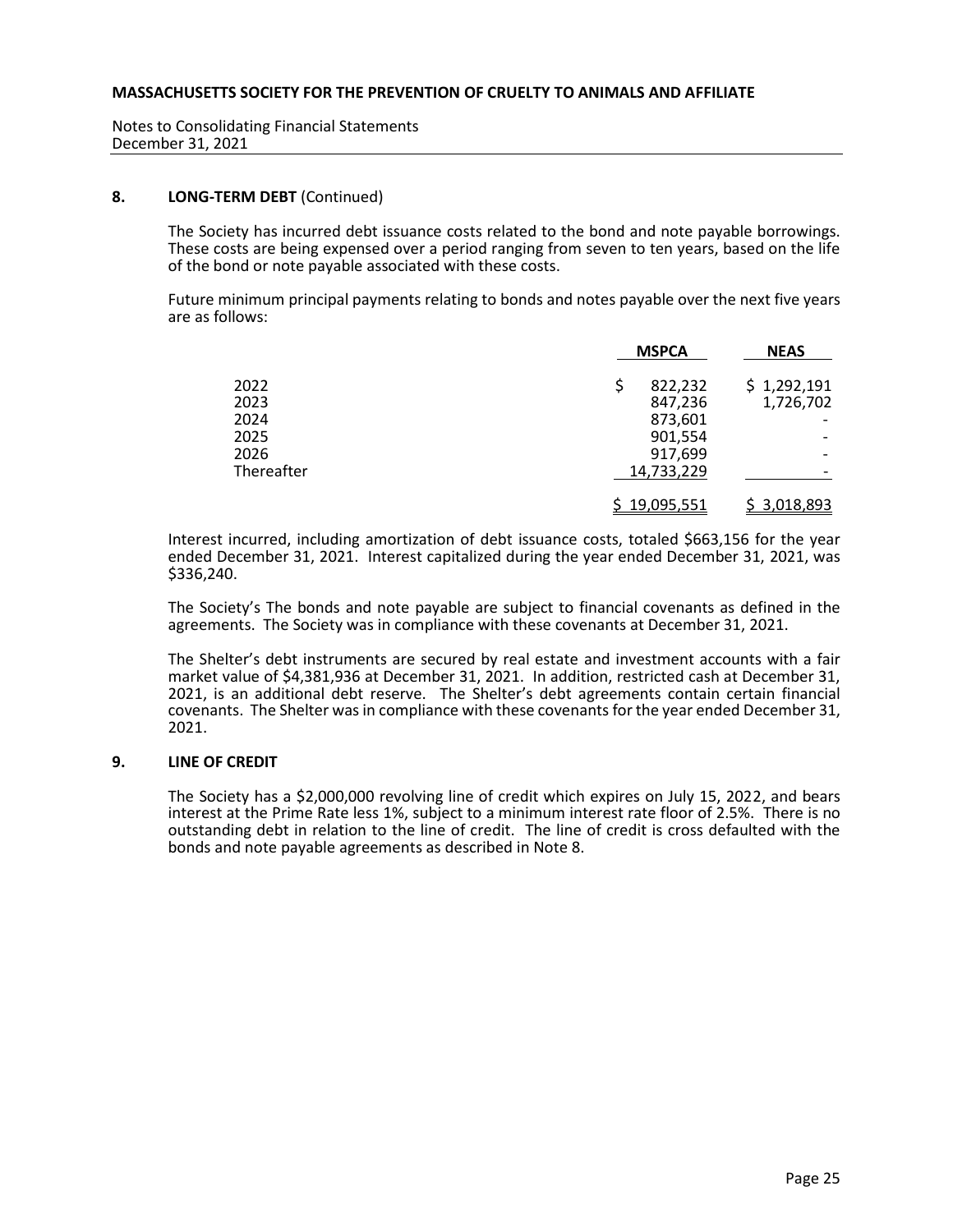### 8. LONG-TERM DEBT (Continued)

The Society has incurred debt issuance costs related to the bond and note payable borrowings. These costs are being expensed over a period ranging from seven to ten years, based on the life of the bond or note payable associated with these costs.

Future minimum principal payments relating to bonds and notes payable over the next five years are as follows:

| | MSPCA | NEAS |
|---|---|---|
| 2022 | $ 822,232 | $ 1,292,191 |
| 2023 | 847,236 | 1,726,702 |
| 2024 | 873,601 | - |
| 2025 | 901,554 | - |
| 2026 | 917,699 | - |
| Thereafter | 14,733,229 | - |
| | $ 19,095,551 | $ 3,018,893 |

Interest incurred, including amortization of debt issuance costs, totaled $663,156 for the year ended December 31, 2021. Interest capitalized during the year ended December 31, 2021, was $336,240.

The Society's The bonds and note payable are subject to financial covenants as defined in the agreements. The Society was in compliance with these covenants at December 31, 2021.

The Shelter's debt instruments are secured by real estate and investment accounts with a fair market value of $4,381,936 at December 31, 2021. In addition, restricted cash at December 31, 2021, is an additional debt reserve. The Shelter's debt agreements contain certain financial covenants. The Shelter was in compliance with these covenants for the year ended December 31, 2021.

### 9. LINE OF CREDIT

The Society has a $2,000,000 revolving line of credit which expires on July 15, 2022, and bears interest at the Prime Rate less 1%, subject to a minimum interest rate floor of 2.5%. There is no outstanding debt in relation to the line of credit. The line of credit is cross defaulted with the bonds and note payable agreements as described in Note 8.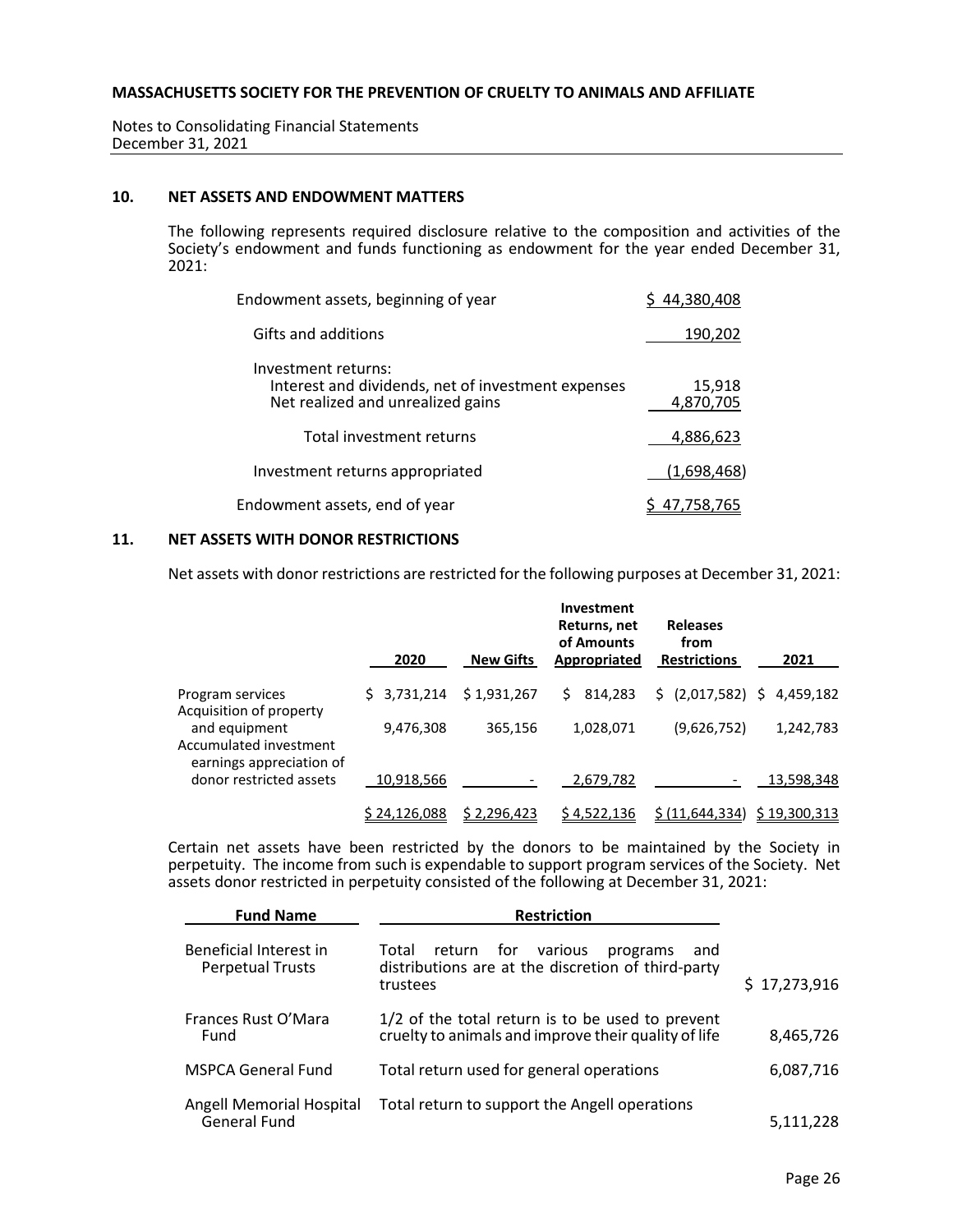## 10. NET ASSETS AND ENDOWMENT MATTERS

The following represents required disclosure relative to the composition and activities of the Society's endowment and funds functioning as endowment for the year ended December 31, 2021:

| | |
|---|---|
| Endowment assets, beginning of year | $ 44,380,408 |
| Gifts and additions | 190,202 |
| Investment returns: | |
| Interest and dividends, net of investment expenses | 15,918 |
| Net realized and unrealized gains | 4,870,705 |
| Total investment returns | 4,886,623 |
| Investment returns appropriated | (1,698,468) |
| Endowment assets, end of year | $ 47,758,765 |

## 11. NET ASSETS WITH DONOR RESTRICTIONS

Net assets with donor restrictions are restricted for the following purposes at December 31, 2021:

| | 2020 | New Gifts | Investment Returns, net of Amounts Appropriated | Releases from Restrictions | 2021 |
|---|---|---|---|---|---|
| Program services | $ 3,731,214 | $ 1,931,267 | $ 814,283 | $ (2,017,582) | $ 4,459,182 |
| Acquisition of property and equipment | 9,476,308 | 365,156 | 1,028,071 | (9,626,752) | 1,242,783 |
| Accumulated investment earnings appreciation of donor restricted assets | 10,918,566 | - | 2,679,782 | - | 13,598,348 |
| | $ 24,126,088 | $ 2,296,423 | $ 4,522,136 | $ (11,644,334) | $ 19,300,313 |

Certain net assets have been restricted by the donors to be maintained by the Society in perpetuity. The income from such is expendable to support program services of the Society. Net assets donor restricted in perpetuity consisted of the following at December 31, 2021:

| Fund Name | Restriction | |
|---|---|---|
| Beneficial Interest in Perpetual Trusts | Total return for various programs and distributions are at the discretion of third-party trustees | $ 17,273,916 |
| Frances Rust O'Mara Fund | 1/2 of the total return is to be used to prevent cruelty to animals and improve their quality of life | 8,465,726 |
| MSPCA General Fund | Total return used for general operations | 6,087,716 |
| Angell Memorial Hospital General Fund | Total return to support the Angell operations | 5,111,228 |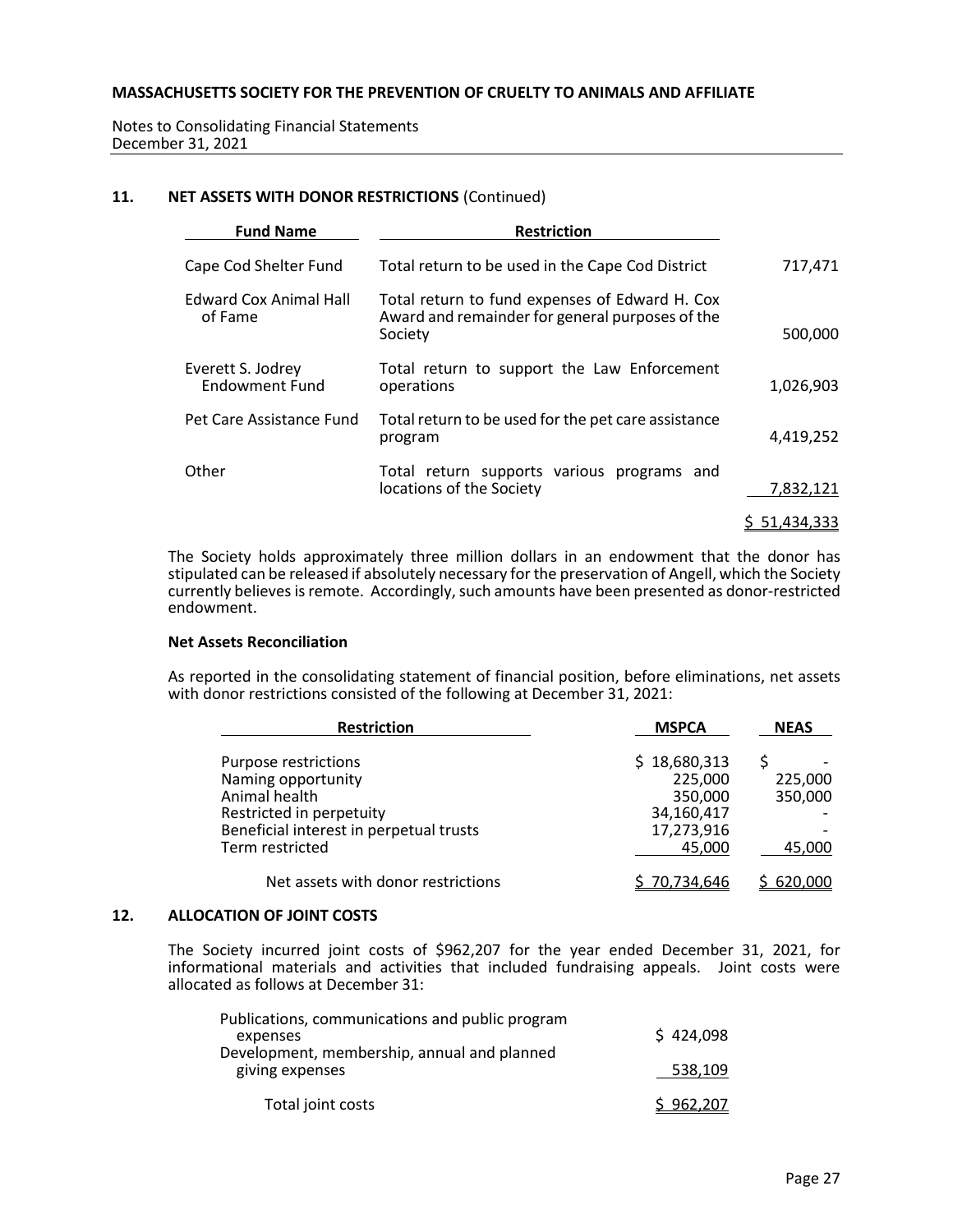## 11. NET ASSETS WITH DONOR RESTRICTIONS (Continued)

| Fund Name | Restriction | |
|---|---|---|
| Cape Cod Shelter Fund | Total return to be used in the Cape Cod District | 717,471 |
| Edward Cox Animal Hall of Fame | Total return to fund expenses of Edward H. Cox Award and remainder for general purposes of the Society | 500,000 |
| Everett S. Jodrey Endowment Fund | Total return to support the Law Enforcement operations | 1,026,903 |
| Pet Care Assistance Fund | Total return to be used for the pet care assistance program | 4,419,252 |
| Other | Total return supports various programs and locations of the Society | 7,832,121 |
| | | $ 51,434,333 |

The Society holds approximately three million dollars in an endowment that the donor has stipulated can be released if absolutely necessary for the preservation of Angell, which the Society currently believes is remote. Accordingly, such amounts have been presented as donor-restricted endowment.

**Net Assets Reconciliation**

As reported in the consolidating statement of financial position, before eliminations, net assets with donor restrictions consisted of the following at December 31, 2021:

| Restriction | MSPCA | NEAS |
|---|---|---|
| Purpose restrictions | $ 18,680,313 | $ - |
| Naming opportunity | 225,000 | 225,000 |
| Animal health | 350,000 | 350,000 |
| Restricted in perpetuity | 34,160,417 | - |
| Beneficial interest in perpetual trusts | 17,273,916 | - |
| Term restricted | 45,000 | 45,000 |
| Net assets with donor restrictions | $ 70,734,646 | $ 620,000 |

## 12. ALLOCATION OF JOINT COSTS

The Society incurred joint costs of $962,207 for the year ended December 31, 2021, for informational materials and activities that included fundraising appeals. Joint costs were allocated as follows at December 31:

| | |
|---|---|
| Publications, communications and public program expenses | $ 424,098 |
| Development, membership, annual and planned giving expenses | 538,109 |
| Total joint costs | $ 962,207 |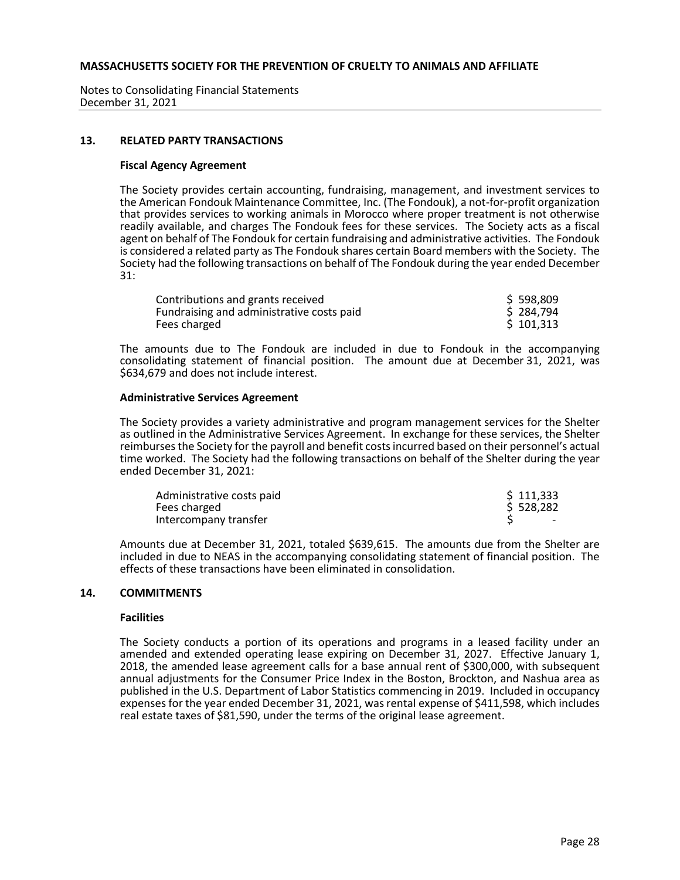## 13. RELATED PARTY TRANSACTIONS

### Fiscal Agency Agreement

The Society provides certain accounting, fundraising, management, and investment services to the American Fondouk Maintenance Committee, Inc. (The Fondouk), a not-for-profit organization that provides services to working animals in Morocco where proper treatment is not otherwise readily available, and charges The Fondouk fees for these services. The Society acts as a fiscal agent on behalf of The Fondouk for certain fundraising and administrative activities. The Fondouk is considered a related party as The Fondouk shares certain Board members with the Society. The Society had the following transactions on behalf of The Fondouk during the year ended December 31:

| | |
|---|---|
| Contributions and grants received | $ 598,809 |
| Fundraising and administrative costs paid | $ 284,794 |
| Fees charged | $ 101,313 |

The amounts due to The Fondouk are included in due to Fondouk in the accompanying consolidating statement of financial position. The amount due at December 31, 2021, was $634,679 and does not include interest.

### Administrative Services Agreement

The Society provides a variety administrative and program management services for the Shelter as outlined in the Administrative Services Agreement. In exchange for these services, the Shelter reimburses the Society for the payroll and benefit costs incurred based on their personnel's actual time worked. The Society had the following transactions on behalf of the Shelter during the year ended December 31, 2021:

| | |
|---|---|
| Administrative costs paid | $ 111,333 |
| Fees charged | $ 528,282 |
| Intercompany transfer | $ - |

Amounts due at December 31, 2021, totaled $639,615. The amounts due from the Shelter are included in due to NEAS in the accompanying consolidating statement of financial position. The effects of these transactions have been eliminated in consolidation.

## 14. COMMITMENTS

### Facilities

The Society conducts a portion of its operations and programs in a leased facility under an amended and extended operating lease expiring on December 31, 2027. Effective January 1, 2018, the amended lease agreement calls for a base annual rent of $300,000, with subsequent annual adjustments for the Consumer Price Index in the Boston, Brockton, and Nashua area as published in the U.S. Department of Labor Statistics commencing in 2019. Included in occupancy expenses for the year ended December 31, 2021, was rental expense of $411,598, which includes real estate taxes of $81,590, under the terms of the original lease agreement.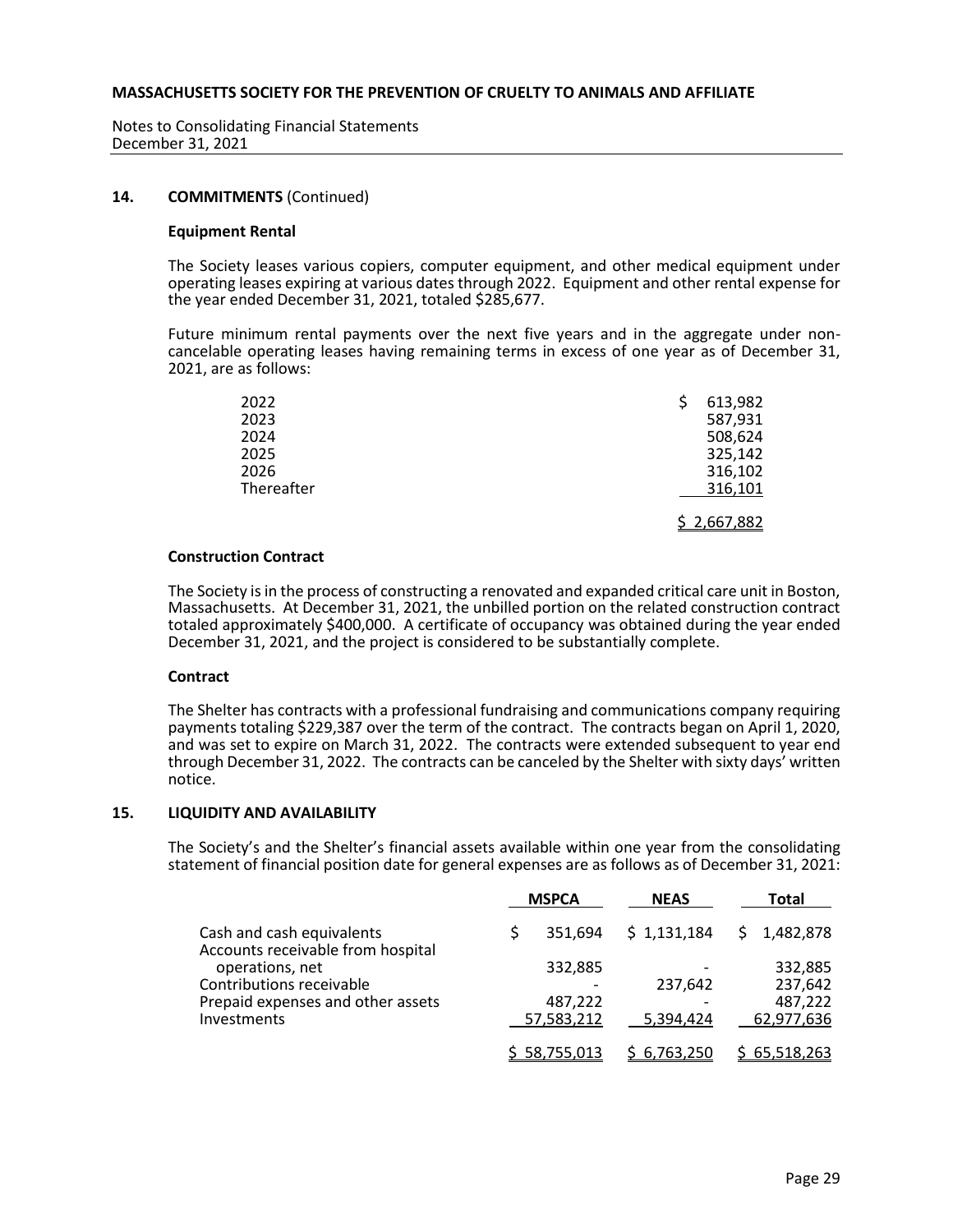**MASSACHUSETTS SOCIETY FOR THE PREVENTION OF CRUELTY TO ANIMALS AND AFFILIATE**

Notes to Consolidating Financial Statements
December 31, 2021

## 14. COMMITMENTS (Continued)

### Equipment Rental

The Society leases various copiers, computer equipment, and other medical equipment under operating leases expiring at various dates through 2022. Equipment and other rental expense for the year ended December 31, 2021, totaled $285,677.

Future minimum rental payments over the next five years and in the aggregate under non-cancelable operating leases having remaining terms in excess of one year as of December 31, 2021, are as follows:

| | |
|---|---|
| 2022 | $ 613,982 |
| 2023 | 587,931 |
| 2024 | 508,624 |
| 2025 | 325,142 |
| 2026 | 316,102 |
| Thereafter | 316,101 |
| | $ 2,667,882 |

### Construction Contract

The Society is in the process of constructing a renovated and expanded critical care unit in Boston, Massachusetts. At December 31, 2021, the unbilled portion on the related construction contract totaled approximately $400,000. A certificate of occupancy was obtained during the year ended December 31, 2021, and the project is considered to be substantially complete.

### Contract

The Shelter has contracts with a professional fundraising and communications company requiring payments totaling $229,387 over the term of the contract. The contracts began on April 1, 2020, and was set to expire on March 31, 2022. The contracts were extended subsequent to year end through December 31, 2022. The contracts can be canceled by the Shelter with sixty days' written notice.

## 15. LIQUIDITY AND AVAILABILITY

The Society's and the Shelter's financial assets available within one year from the consolidating statement of financial position date for general expenses are as follows as of December 31, 2021:

| | MSPCA | NEAS | Total |
|---|---|---|---|
| Cash and cash equivalents | $ 351,694 | $ 1,131,184 | $ 1,482,878 |
| Accounts receivable from hospital operations, net | 332,885 | - | 332,885 |
| Contributions receivable | - | 237,642 | 237,642 |
| Prepaid expenses and other assets | 487,222 | - | 487,222 |
| Investments | 57,583,212 | 5,394,424 | 62,977,636 |
| | $ 58,755,013 | $ 6,763,250 | $ 65,518,263 |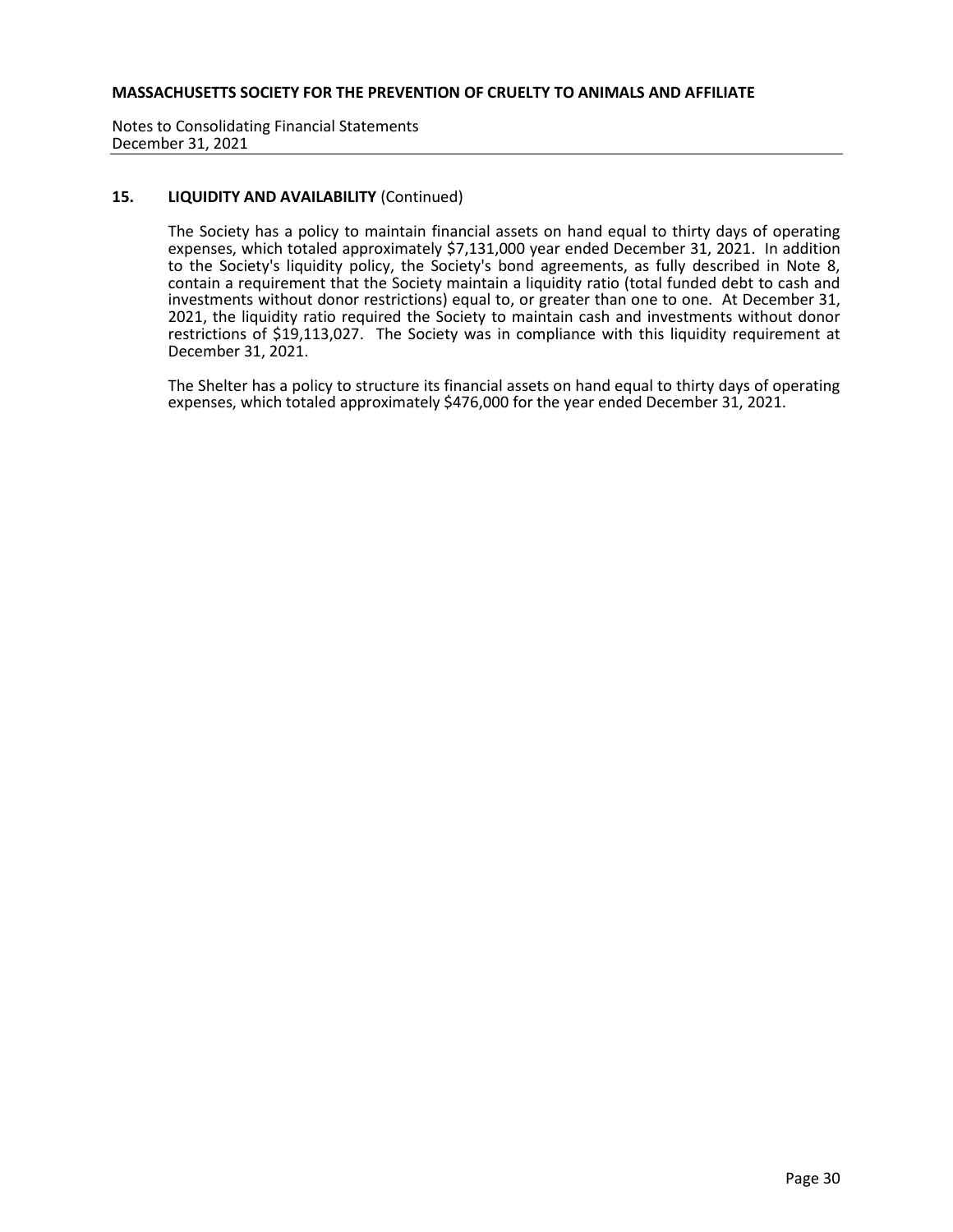## 15. LIQUIDITY AND AVAILABILITY (Continued)

The Society has a policy to maintain financial assets on hand equal to thirty days of operating expenses, which totaled approximately $7,131,000 year ended December 31, 2021. In addition to the Society's liquidity policy, the Society's bond agreements, as fully described in Note 8, contain a requirement that the Society maintain a liquidity ratio (total funded debt to cash and investments without donor restrictions) equal to, or greater than one to one. At December 31, 2021, the liquidity ratio required the Society to maintain cash and investments without donor restrictions of $19,113,027. The Society was in compliance with this liquidity requirement at December 31, 2021.

The Shelter has a policy to structure its financial assets on hand equal to thirty days of operating expenses, which totaled approximately $476,000 for the year ended December 31, 2021.